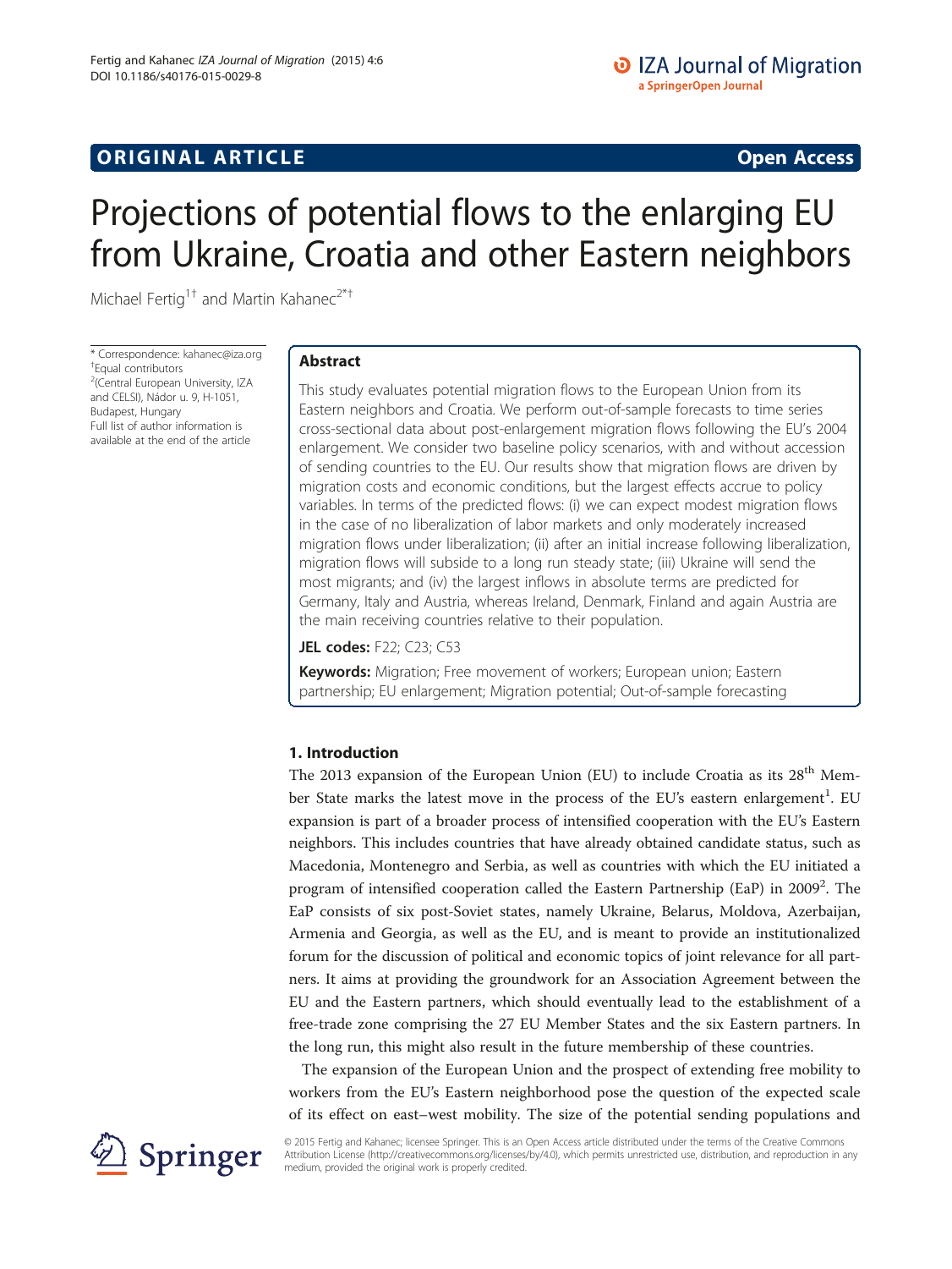ORIGINAL ARTICLE

Open Access

# Projections of potential flows to the enlarging EU from Ukraine, Croatia and other Eastern neighbors

Michael Fertig[1†] and Martin Kahanec[2*†]

* Correspondence: kahanec@iza.org
† Equal contributors
[2](Central European University, IZA and CELSI), Nádor u. 9, H-1051, Budapest, Hungary
Full list of author information is available at the end of the article

## Abstract

This study evaluates potential migration flows to the European Union from its Eastern neighbors and Croatia. We perform out-of-sample forecasts to time series cross-sectional data about post-enlargement migration flows following the EU's 2004 enlargement. We consider two baseline policy scenarios, with and without accession of sending countries to the EU. Our results show that migration flows are driven by migration costs and economic conditions, but the largest effects accrue to policy variables. In terms of the predicted flows: (i) we can expect modest migration flows in the case of no liberalization of labor markets and only moderately increased migration flows under liberalization; (ii) after an initial increase following liberalization, migration flows will subside to a long run steady state; (iii) Ukraine will send the most migrants; and (iv) the largest inflows in absolute terms are predicted for Germany, Italy and Austria, whereas Ireland, Denmark, Finland and again Austria are the main receiving countries relative to their population.

**JEL codes:** F22; C23; C53

**Keywords:** Migration; Free movement of workers; European union; Eastern partnership; EU enlargement; Migration potential; Out-of-sample forecasting

## 1. Introduction

The 2013 expansion of the European Union (EU) to include Croatia as its 28th Member State marks the latest move in the process of the EU's eastern enlargement[1]. EU expansion is part of a broader process of intensified cooperation with the EU's Eastern neighbors. This includes countries that have already obtained candidate status, such as Macedonia, Montenegro and Serbia, as well as countries with which the EU initiated a program of intensified cooperation called the Eastern Partnership (EaP) in 2009[2]. The EaP consists of six post-Soviet states, namely Ukraine, Belarus, Moldova, Azerbaijan, Armenia and Georgia, as well as the EU, and is meant to provide an institutionalized forum for the discussion of political and economic topics of joint relevance for all partners. It aims at providing the groundwork for an Association Agreement between the EU and the Eastern partners, which should eventually lead to the establishment of a free-trade zone comprising the 27 EU Member States and the six Eastern partners. In the long run, this might also result in the future membership of these countries.

The expansion of the European Union and the prospect of extending free mobility to workers from the EU's Eastern neighborhood pose the question of the expected scale of its effect on east–west mobility. The size of the potential sending populations and

© 2015 Fertig and Kahanec; licensee Springer. This is an Open Access article distributed under the terms of the Creative Commons Attribution License (http://creativecommons.org/licenses/by/4.0), which permits unrestricted use, distribution, and reproduction in any medium, provided the original work is properly credited.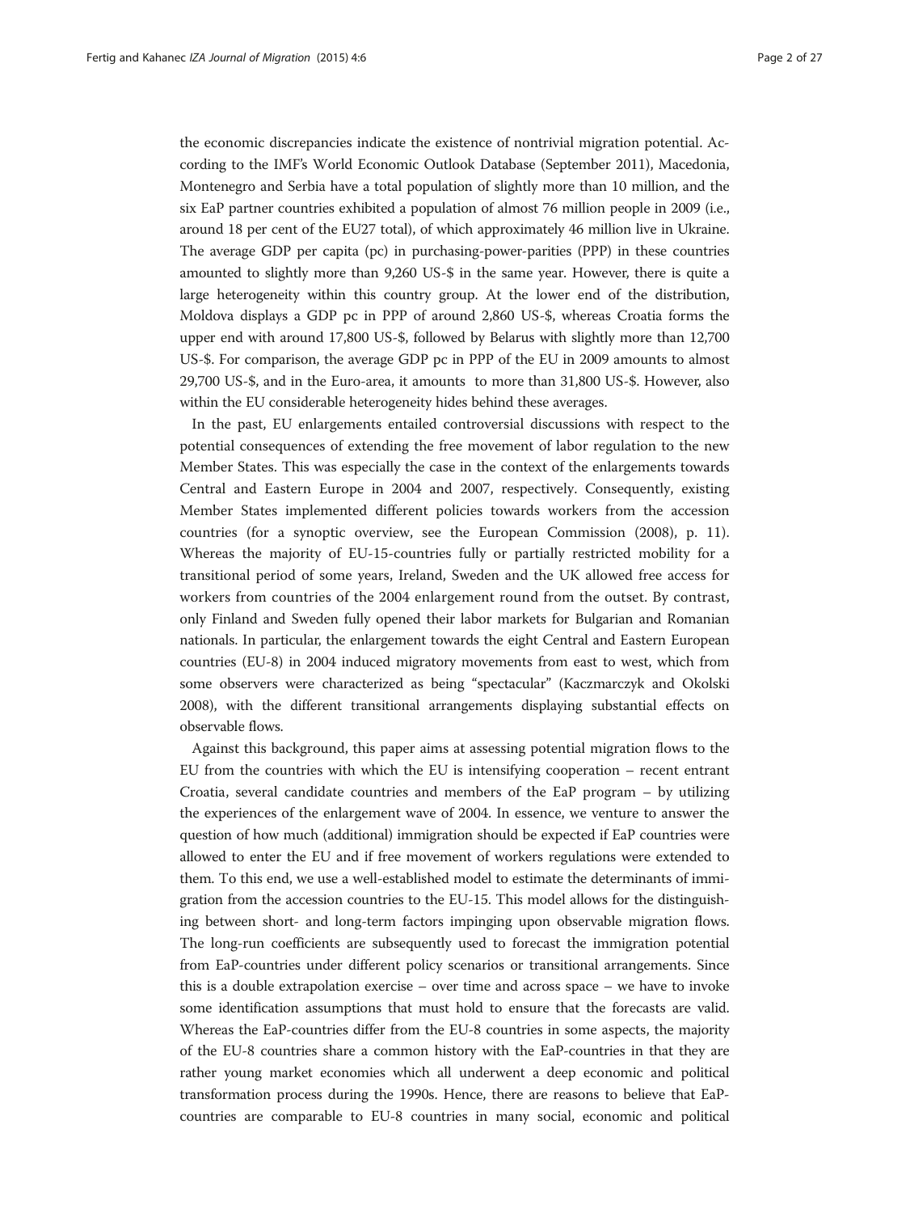the economic discrepancies indicate the existence of nontrivial migration potential. According to the IMF's World Economic Outlook Database (September 2011), Macedonia, Montenegro and Serbia have a total population of slightly more than 10 million, and the six EaP partner countries exhibited a population of almost 76 million people in 2009 (i.e., around 18 per cent of the EU27 total), of which approximately 46 million live in Ukraine. The average GDP per capita (pc) in purchasing-power-parities (PPP) in these countries amounted to slightly more than 9,260 US-$ in the same year. However, there is quite a large heterogeneity within this country group. At the lower end of the distribution, Moldova displays a GDP pc in PPP of around 2,860 US-$, whereas Croatia forms the upper end with around 17,800 US-$, followed by Belarus with slightly more than 12,700 US-$. For comparison, the average GDP pc in PPP of the EU in 2009 amounts to almost 29,700 US-$, and in the Euro-area, it amounts to more than 31,800 US-$. However, also within the EU considerable heterogeneity hides behind these averages.

In the past, EU enlargements entailed controversial discussions with respect to the potential consequences of extending the free movement of labor regulation to the new Member States. This was especially the case in the context of the enlargements towards Central and Eastern Europe in 2004 and 2007, respectively. Consequently, existing Member States implemented different policies towards workers from the accession countries (for a synoptic overview, see the European Commission (2008), p. 11). Whereas the majority of EU-15-countries fully or partially restricted mobility for a transitional period of some years, Ireland, Sweden and the UK allowed free access for workers from countries of the 2004 enlargement round from the outset. By contrast, only Finland and Sweden fully opened their labor markets for Bulgarian and Romanian nationals. In particular, the enlargement towards the eight Central and Eastern European countries (EU-8) in 2004 induced migratory movements from east to west, which from some observers were characterized as being "spectacular" (Kaczmarczyk and Okolski 2008), with the different transitional arrangements displaying substantial effects on observable flows.

Against this background, this paper aims at assessing potential migration flows to the EU from the countries with which the EU is intensifying cooperation – recent entrant Croatia, several candidate countries and members of the EaP program – by utilizing the experiences of the enlargement wave of 2004. In essence, we venture to answer the question of how much (additional) immigration should be expected if EaP countries were allowed to enter the EU and if free movement of workers regulations were extended to them. To this end, we use a well-established model to estimate the determinants of immigration from the accession countries to the EU-15. This model allows for the distinguishing between short- and long-term factors impinging upon observable migration flows. The long-run coefficients are subsequently used to forecast the immigration potential from EaP-countries under different policy scenarios or transitional arrangements. Since this is a double extrapolation exercise – over time and across space – we have to invoke some identification assumptions that must hold to ensure that the forecasts are valid. Whereas the EaP-countries differ from the EU-8 countries in some aspects, the majority of the EU-8 countries share a common history with the EaP-countries in that they are rather young market economies which all underwent a deep economic and political transformation process during the 1990s. Hence, there are reasons to believe that EaP-countries are comparable to EU-8 countries in many social, economic and political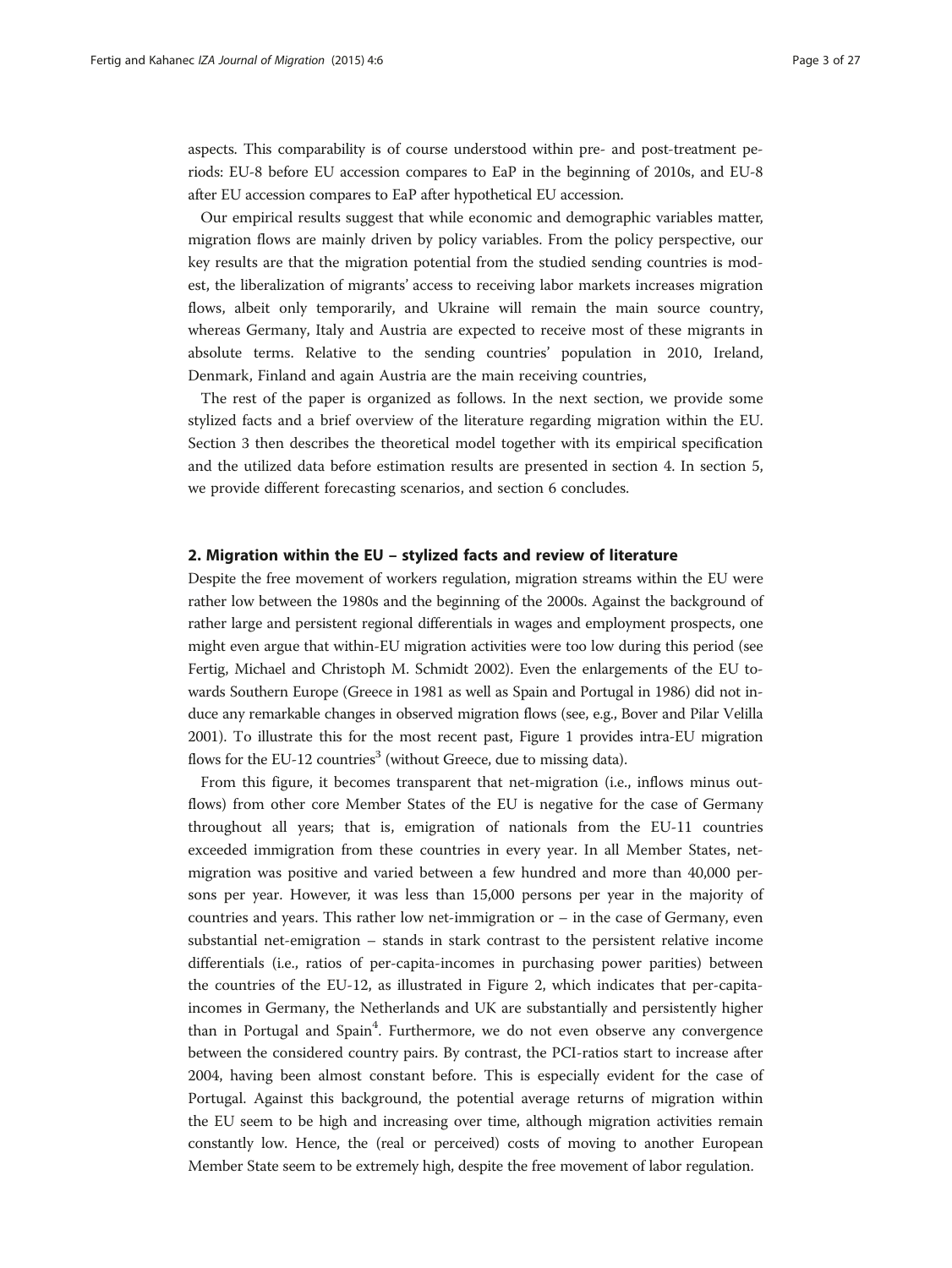aspects. This comparability is of course understood within pre- and post-treatment periods: EU-8 before EU accession compares to EaP in the beginning of 2010s, and EU-8 after EU accession compares to EaP after hypothetical EU accession.

Our empirical results suggest that while economic and demographic variables matter, migration flows are mainly driven by policy variables. From the policy perspective, our key results are that the migration potential from the studied sending countries is modest, the liberalization of migrants' access to receiving labor markets increases migration flows, albeit only temporarily, and Ukraine will remain the main source country, whereas Germany, Italy and Austria are expected to receive most of these migrants in absolute terms. Relative to the sending countries' population in 2010, Ireland, Denmark, Finland and again Austria are the main receiving countries,

The rest of the paper is organized as follows. In the next section, we provide some stylized facts and a brief overview of the literature regarding migration within the EU. Section 3 then describes the theoretical model together with its empirical specification and the utilized data before estimation results are presented in section 4. In section 5, we provide different forecasting scenarios, and section 6 concludes.

## 2. Migration within the EU – stylized facts and review of literature

Despite the free movement of workers regulation, migration streams within the EU were rather low between the 1980s and the beginning of the 2000s. Against the background of rather large and persistent regional differentials in wages and employment prospects, one might even argue that within-EU migration activities were too low during this period (see Fertig, Michael and Christoph M. Schmidt 2002). Even the enlargements of the EU towards Southern Europe (Greece in 1981 as well as Spain and Portugal in 1986) did not induce any remarkable changes in observed migration flows (see, e.g., Bover and Pilar Velilla 2001). To illustrate this for the most recent past, Figure 1 provides intra-EU migration flows for the EU-12 countries[3] (without Greece, due to missing data).

From this figure, it becomes transparent that net-migration (i.e., inflows minus outflows) from other core Member States of the EU is negative for the case of Germany throughout all years; that is, emigration of nationals from the EU-11 countries exceeded immigration from these countries in every year. In all Member States, net-migration was positive and varied between a few hundred and more than 40,000 persons per year. However, it was less than 15,000 persons per year in the majority of countries and years. This rather low net-immigration or – in the case of Germany, even substantial net-emigration – stands in stark contrast to the persistent relative income differentials (i.e., ratios of per-capita-incomes in purchasing power parities) between the countries of the EU-12, as illustrated in Figure 2, which indicates that per-capita-incomes in Germany, the Netherlands and UK are substantially and persistently higher than in Portugal and Spain[4]. Furthermore, we do not even observe any convergence between the considered country pairs. By contrast, the PCI-ratios start to increase after 2004, having been almost constant before. This is especially evident for the case of Portugal. Against this background, the potential average returns of migration within the EU seem to be high and increasing over time, although migration activities remain constantly low. Hence, the (real or perceived) costs of moving to another European Member State seem to be extremely high, despite the free movement of labor regulation.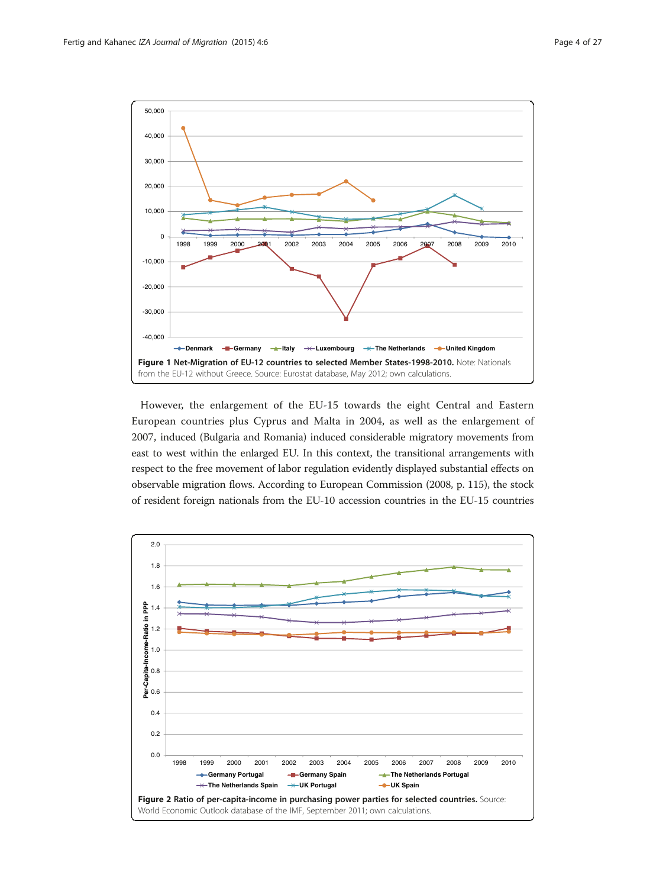**Figure 1 Net-Migration of EU-12 countries to selected Member States-1998-2010.** Note: Nationals from the EU-12 without Greece. Source: Eurostat database, May 2012; own calculations.

However, the enlargement of the EU-15 towards the eight Central and Eastern European countries plus Cyprus and Malta in 2004, as well as the enlargement of 2007, induced (Bulgaria and Romania) induced considerable migratory movements from east to west within the enlarged EU. In this context, the transitional arrangements with respect to the free movement of labor regulation evidently displayed substantial effects on observable migration flows. According to European Commission (2008, p. 115), the stock of resident foreign nationals from the EU-10 accession countries in the EU-15 countries

**Figure 2 Ratio of per-capita-income in purchasing power parties for selected countries.** Source: World Economic Outlook database of the IMF, September 2011; own calculations.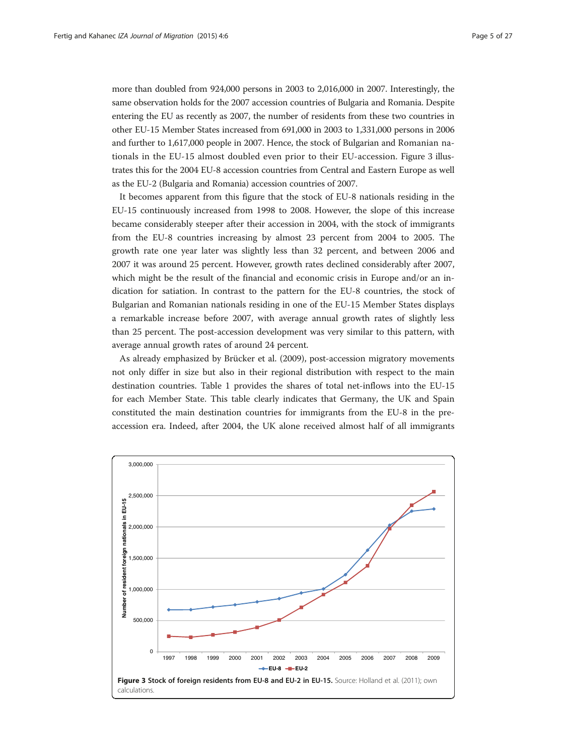more than doubled from 924,000 persons in 2003 to 2,016,000 in 2007. Interestingly, the same observation holds for the 2007 accession countries of Bulgaria and Romania. Despite entering the EU as recently as 2007, the number of residents from these two countries in other EU-15 Member States increased from 691,000 in 2003 to 1,331,000 persons in 2006 and further to 1,617,000 people in 2007. Hence, the stock of Bulgarian and Romanian nationals in the EU-15 almost doubled even prior to their EU-accession. Figure 3 illustrates this for the 2004 EU-8 accession countries from Central and Eastern Europe as well as the EU-2 (Bulgaria and Romania) accession countries of 2007.

It becomes apparent from this figure that the stock of EU-8 nationals residing in the EU-15 continuously increased from 1998 to 2008. However, the slope of this increase became considerably steeper after their accession in 2004, with the stock of immigrants from the EU-8 countries increasing by almost 23 percent from 2004 to 2005. The growth rate one year later was slightly less than 32 percent, and between 2006 and 2007 it was around 25 percent. However, growth rates declined considerably after 2007, which might be the result of the financial and economic crisis in Europe and/or an indication for satiation. In contrast to the pattern for the EU-8 countries, the stock of Bulgarian and Romanian nationals residing in one of the EU-15 Member States displays a remarkable increase before 2007, with average annual growth rates of slightly less than 25 percent. The post-accession development was very similar to this pattern, with average annual growth rates of around 24 percent.

As already emphasized by Brücker et al. (2009), post-accession migratory movements not only differ in size but also in their regional distribution with respect to the main destination countries. Table 1 provides the shares of total net-inflows into the EU-15 for each Member State. This table clearly indicates that Germany, the UK and Spain constituted the main destination countries for immigrants from the EU-8 in the pre-accession era. Indeed, after 2004, the UK alone received almost half of all immigrants

**Figure 3 Stock of foreign residents from EU-8 and EU-2 in EU-15.** Source: Holland et al. (2011); own calculations.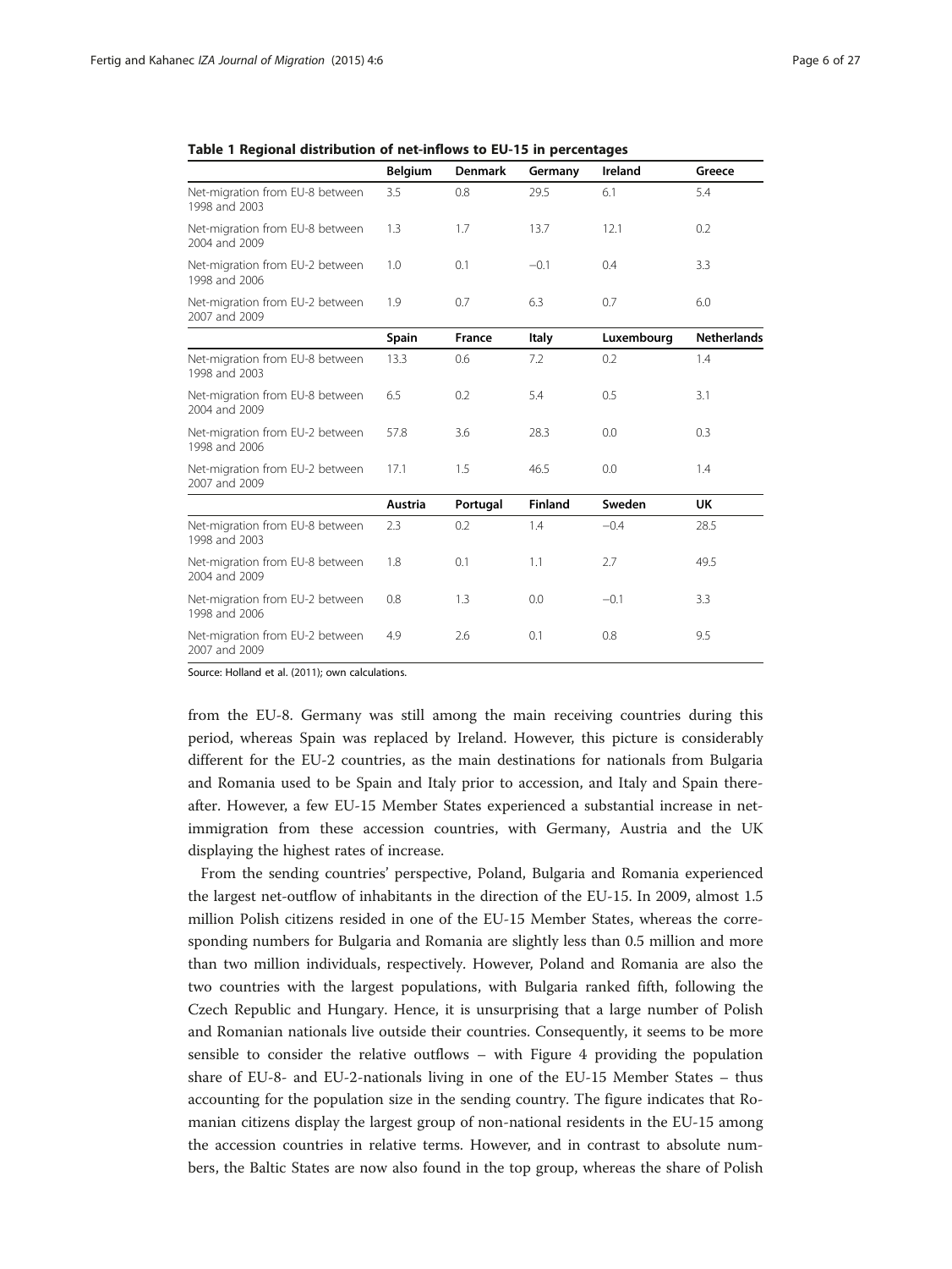**Table 1 Regional distribution of net-inflows to EU-15 in percentages**

| | Belgium | Denmark | Germany | Ireland | Greece |
|---|---|---|---|---|---|
| Net-migration from EU-8 between 1998 and 2003 | 3.5 | 0.8 | 29.5 | 6.1 | 5.4 |
| Net-migration from EU-8 between 2004 and 2009 | 1.3 | 1.7 | 13.7 | 12.1 | 0.2 |
| Net-migration from EU-2 between 1998 and 2006 | 1.0 | 0.1 | −0.1 | 0.4 | 3.3 |
| Net-migration from EU-2 between 2007 and 2009 | 1.9 | 0.7 | 6.3 | 0.7 | 6.0 |
| | **Spain** | **France** | **Italy** | **Luxembourg** | **Netherlands** |
| Net-migration from EU-8 between 1998 and 2003 | 13.3 | 0.6 | 7.2 | 0.2 | 1.4 |
| Net-migration from EU-8 between 2004 and 2009 | 6.5 | 0.2 | 5.4 | 0.5 | 3.1 |
| Net-migration from EU-2 between 1998 and 2006 | 57.8 | 3.6 | 28.3 | 0.0 | 0.3 |
| Net-migration from EU-2 between 2007 and 2009 | 17.1 | 1.5 | 46.5 | 0.0 | 1.4 |
| | **Austria** | **Portugal** | **Finland** | **Sweden** | **UK** |
| Net-migration from EU-8 between 1998 and 2003 | 2.3 | 0.2 | 1.4 | −0.4 | 28.5 |
| Net-migration from EU-8 between 2004 and 2009 | 1.8 | 0.1 | 1.1 | 2.7 | 49.5 |
| Net-migration from EU-2 between 1998 and 2006 | 0.8 | 1.3 | 0.0 | −0.1 | 3.3 |
| Net-migration from EU-2 between 2007 and 2009 | 4.9 | 2.6 | 0.1 | 0.8 | 9.5 |

Source: Holland et al. (2011); own calculations.

from the EU-8. Germany was still among the main receiving countries during this period, whereas Spain was replaced by Ireland. However, this picture is considerably different for the EU-2 countries, as the main destinations for nationals from Bulgaria and Romania used to be Spain and Italy prior to accession, and Italy and Spain thereafter. However, a few EU-15 Member States experienced a substantial increase in net-immigration from these accession countries, with Germany, Austria and the UK displaying the highest rates of increase.

From the sending countries' perspective, Poland, Bulgaria and Romania experienced the largest net-outflow of inhabitants in the direction of the EU-15. In 2009, almost 1.5 million Polish citizens resided in one of the EU-15 Member States, whereas the corresponding numbers for Bulgaria and Romania are slightly less than 0.5 million and more than two million individuals, respectively. However, Poland and Romania are also the two countries with the largest populations, with Bulgaria ranked fifth, following the Czech Republic and Hungary. Hence, it is unsurprising that a large number of Polish and Romanian nationals live outside their countries. Consequently, it seems to be more sensible to consider the relative outflows – with Figure 4 providing the population share of EU-8- and EU-2-nationals living in one of the EU-15 Member States – thus accounting for the population size in the sending country. The figure indicates that Romanian citizens display the largest group of non-national residents in the EU-15 among the accession countries in relative terms. However, and in contrast to absolute numbers, the Baltic States are now also found in the top group, whereas the share of Polish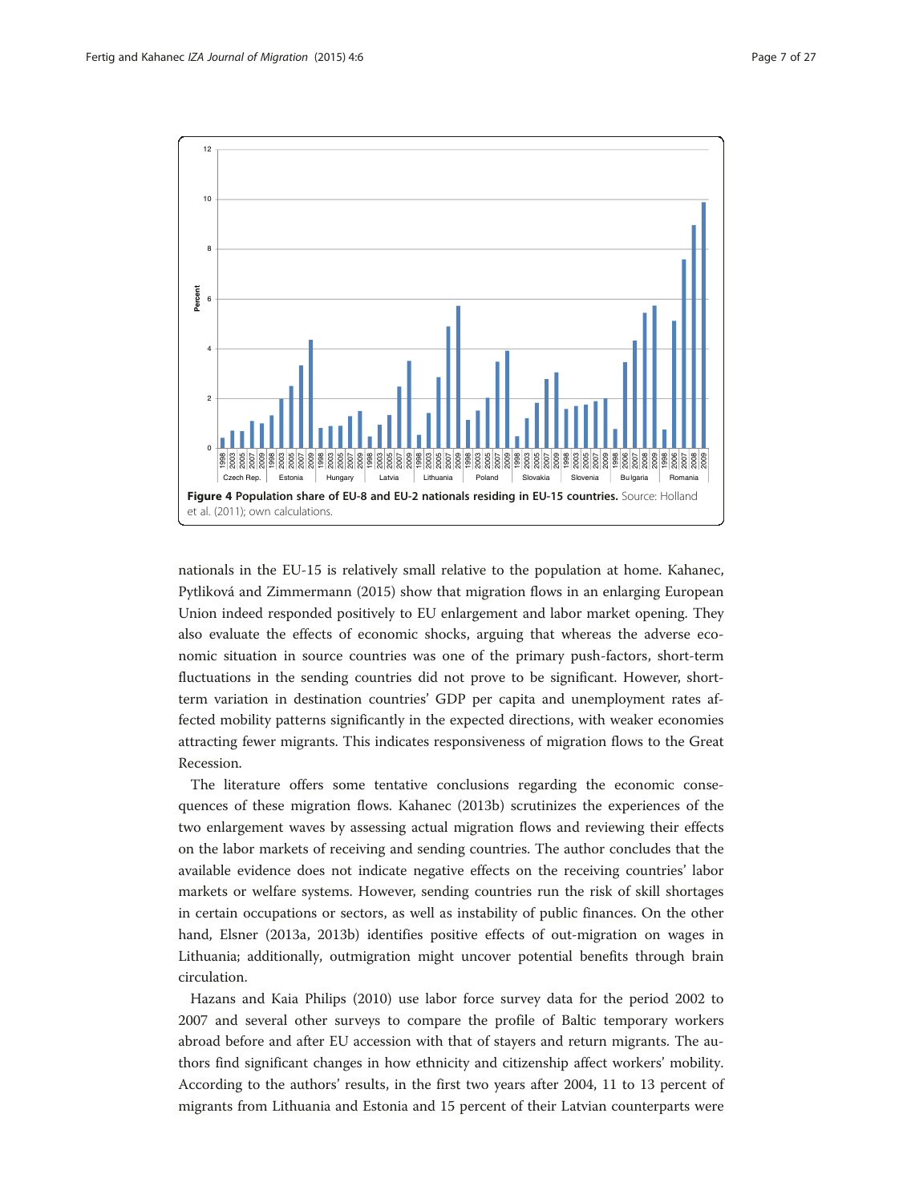**Figure 4 Population share of EU-8 and EU-2 nationals residing in EU-15 countries.** Source: Holland et al. (2011); own calculations.

nationals in the EU-15 is relatively small relative to the population at home. Kahanec, Pytliková and Zimmermann (2015) show that migration flows in an enlarging European Union indeed responded positively to EU enlargement and labor market opening. They also evaluate the effects of economic shocks, arguing that whereas the adverse economic situation in source countries was one of the primary push-factors, short-term fluctuations in the sending countries did not prove to be significant. However, short-term variation in destination countries' GDP per capita and unemployment rates affected mobility patterns significantly in the expected directions, with weaker economies attracting fewer migrants. This indicates responsiveness of migration flows to the Great Recession.

The literature offers some tentative conclusions regarding the economic consequences of these migration flows. Kahanec (2013b) scrutinizes the experiences of the two enlargement waves by assessing actual migration flows and reviewing their effects on the labor markets of receiving and sending countries. The author concludes that the available evidence does not indicate negative effects on the receiving countries' labor markets or welfare systems. However, sending countries run the risk of skill shortages in certain occupations or sectors, as well as instability of public finances. On the other hand, Elsner (2013a, 2013b) identifies positive effects of out-migration on wages in Lithuania; additionally, outmigration might uncover potential benefits through brain circulation.

Hazans and Kaia Philips (2010) use labor force survey data for the period 2002 to 2007 and several other surveys to compare the profile of Baltic temporary workers abroad before and after EU accession with that of stayers and return migrants. The authors find significant changes in how ethnicity and citizenship affect workers' mobility. According to the authors' results, in the first two years after 2004, 11 to 13 percent of migrants from Lithuania and Estonia and 15 percent of their Latvian counterparts were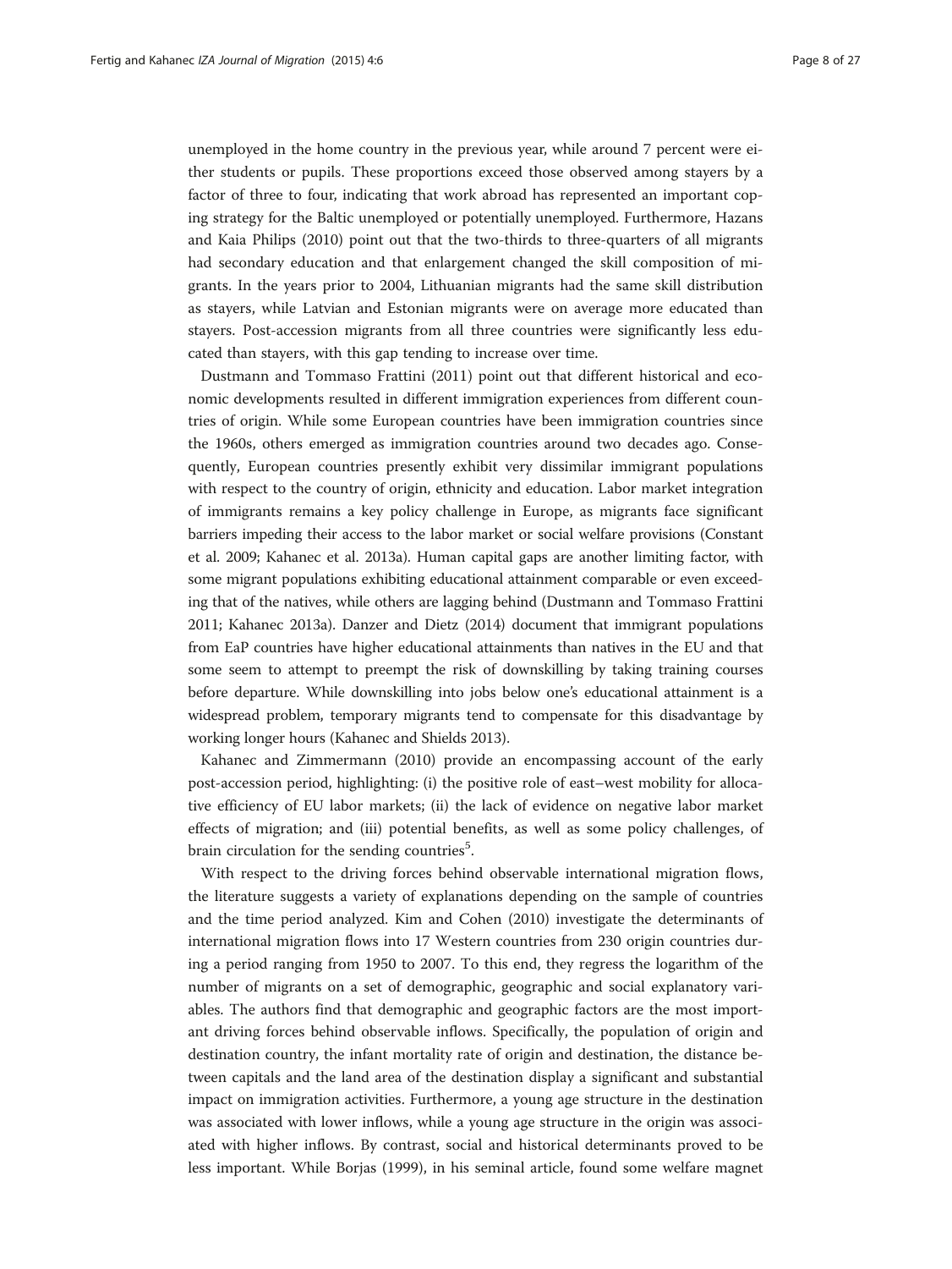unemployed in the home country in the previous year, while around 7 percent were either students or pupils. These proportions exceed those observed among stayers by a factor of three to four, indicating that work abroad has represented an important coping strategy for the Baltic unemployed or potentially unemployed. Furthermore, Hazans and Kaia Philips (2010) point out that the two-thirds to three-quarters of all migrants had secondary education and that enlargement changed the skill composition of migrants. In the years prior to 2004, Lithuanian migrants had the same skill distribution as stayers, while Latvian and Estonian migrants were on average more educated than stayers. Post-accession migrants from all three countries were significantly less educated than stayers, with this gap tending to increase over time.

Dustmann and Tommaso Frattini (2011) point out that different historical and economic developments resulted in different immigration experiences from different countries of origin. While some European countries have been immigration countries since the 1960s, others emerged as immigration countries around two decades ago. Consequently, European countries presently exhibit very dissimilar immigrant populations with respect to the country of origin, ethnicity and education. Labor market integration of immigrants remains a key policy challenge in Europe, as migrants face significant barriers impeding their access to the labor market or social welfare provisions (Constant et al. 2009; Kahanec et al. 2013a). Human capital gaps are another limiting factor, with some migrant populations exhibiting educational attainment comparable or even exceeding that of the natives, while others are lagging behind (Dustmann and Tommaso Frattini 2011; Kahanec 2013a). Danzer and Dietz (2014) document that immigrant populations from EaP countries have higher educational attainments than natives in the EU and that some seem to attempt to preempt the risk of downskilling by taking training courses before departure. While downskilling into jobs below one's educational attainment is a widespread problem, temporary migrants tend to compensate for this disadvantage by working longer hours (Kahanec and Shields 2013).

Kahanec and Zimmermann (2010) provide an encompassing account of the early post-accession period, highlighting: (i) the positive role of east–west mobility for allocative efficiency of EU labor markets; (ii) the lack of evidence on negative labor market effects of migration; and (iii) potential benefits, as well as some policy challenges, of brain circulation for the sending countries[5].

With respect to the driving forces behind observable international migration flows, the literature suggests a variety of explanations depending on the sample of countries and the time period analyzed. Kim and Cohen (2010) investigate the determinants of international migration flows into 17 Western countries from 230 origin countries during a period ranging from 1950 to 2007. To this end, they regress the logarithm of the number of migrants on a set of demographic, geographic and social explanatory variables. The authors find that demographic and geographic factors are the most important driving forces behind observable inflows. Specifically, the population of origin and destination country, the infant mortality rate of origin and destination, the distance between capitals and the land area of the destination display a significant and substantial impact on immigration activities. Furthermore, a young age structure in the destination was associated with lower inflows, while a young age structure in the origin was associated with higher inflows. By contrast, social and historical determinants proved to be less important. While Borjas (1999), in his seminal article, found some welfare magnet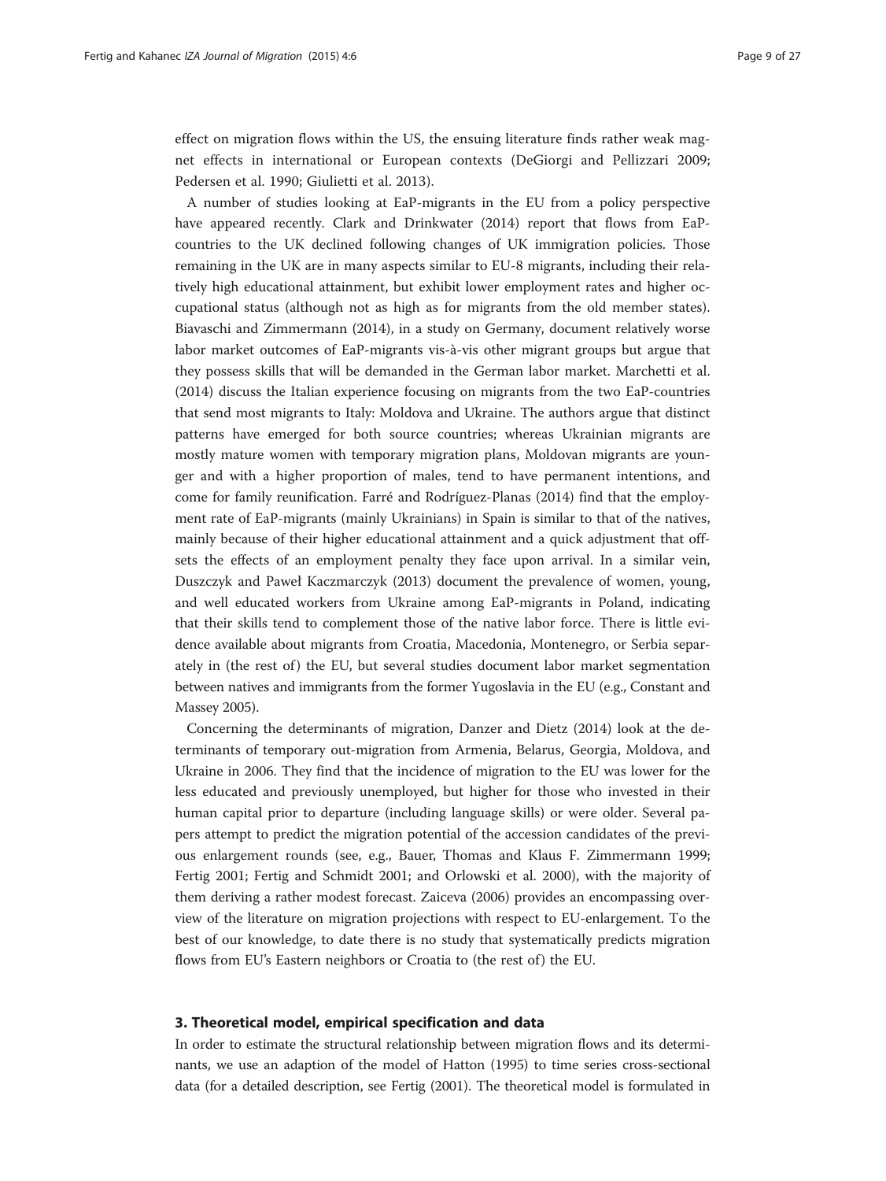effect on migration flows within the US, the ensuing literature finds rather weak magnet effects in international or European contexts (DeGiorgi and Pellizzari 2009; Pedersen et al. 1990; Giulietti et al. 2013).

A number of studies looking at EaP-migrants in the EU from a policy perspective have appeared recently. Clark and Drinkwater (2014) report that flows from EaP-countries to the UK declined following changes of UK immigration policies. Those remaining in the UK are in many aspects similar to EU-8 migrants, including their relatively high educational attainment, but exhibit lower employment rates and higher occupational status (although not as high as for migrants from the old member states). Biavaschi and Zimmermann (2014), in a study on Germany, document relatively worse labor market outcomes of EaP-migrants vis-à-vis other migrant groups but argue that they possess skills that will be demanded in the German labor market. Marchetti et al. (2014) discuss the Italian experience focusing on migrants from the two EaP-countries that send most migrants to Italy: Moldova and Ukraine. The authors argue that distinct patterns have emerged for both source countries; whereas Ukrainian migrants are mostly mature women with temporary migration plans, Moldovan migrants are younger and with a higher proportion of males, tend to have permanent intentions, and come for family reunification. Farré and Rodríguez-Planas (2014) find that the employment rate of EaP-migrants (mainly Ukrainians) in Spain is similar to that of the natives, mainly because of their higher educational attainment and a quick adjustment that offsets the effects of an employment penalty they face upon arrival. In a similar vein, Duszczyk and Paweł Kaczmarczyk (2013) document the prevalence of women, young, and well educated workers from Ukraine among EaP-migrants in Poland, indicating that their skills tend to complement those of the native labor force. There is little evidence available about migrants from Croatia, Macedonia, Montenegro, or Serbia separately in (the rest of) the EU, but several studies document labor market segmentation between natives and immigrants from the former Yugoslavia in the EU (e.g., Constant and Massey 2005).

Concerning the determinants of migration, Danzer and Dietz (2014) look at the determinants of temporary out-migration from Armenia, Belarus, Georgia, Moldova, and Ukraine in 2006. They find that the incidence of migration to the EU was lower for the less educated and previously unemployed, but higher for those who invested in their human capital prior to departure (including language skills) or were older. Several papers attempt to predict the migration potential of the accession candidates of the previous enlargement rounds (see, e.g., Bauer, Thomas and Klaus F. Zimmermann 1999; Fertig 2001; Fertig and Schmidt 2001; and Orlowski et al. 2000), with the majority of them deriving a rather modest forecast. Zaiceva (2006) provides an encompassing overview of the literature on migration projections with respect to EU-enlargement. To the best of our knowledge, to date there is no study that systematically predicts migration flows from EU's Eastern neighbors or Croatia to (the rest of) the EU.

## 3. Theoretical model, empirical specification and data

In order to estimate the structural relationship between migration flows and its determinants, we use an adaption of the model of Hatton (1995) to time series cross-sectional data (for a detailed description, see Fertig (2001). The theoretical model is formulated in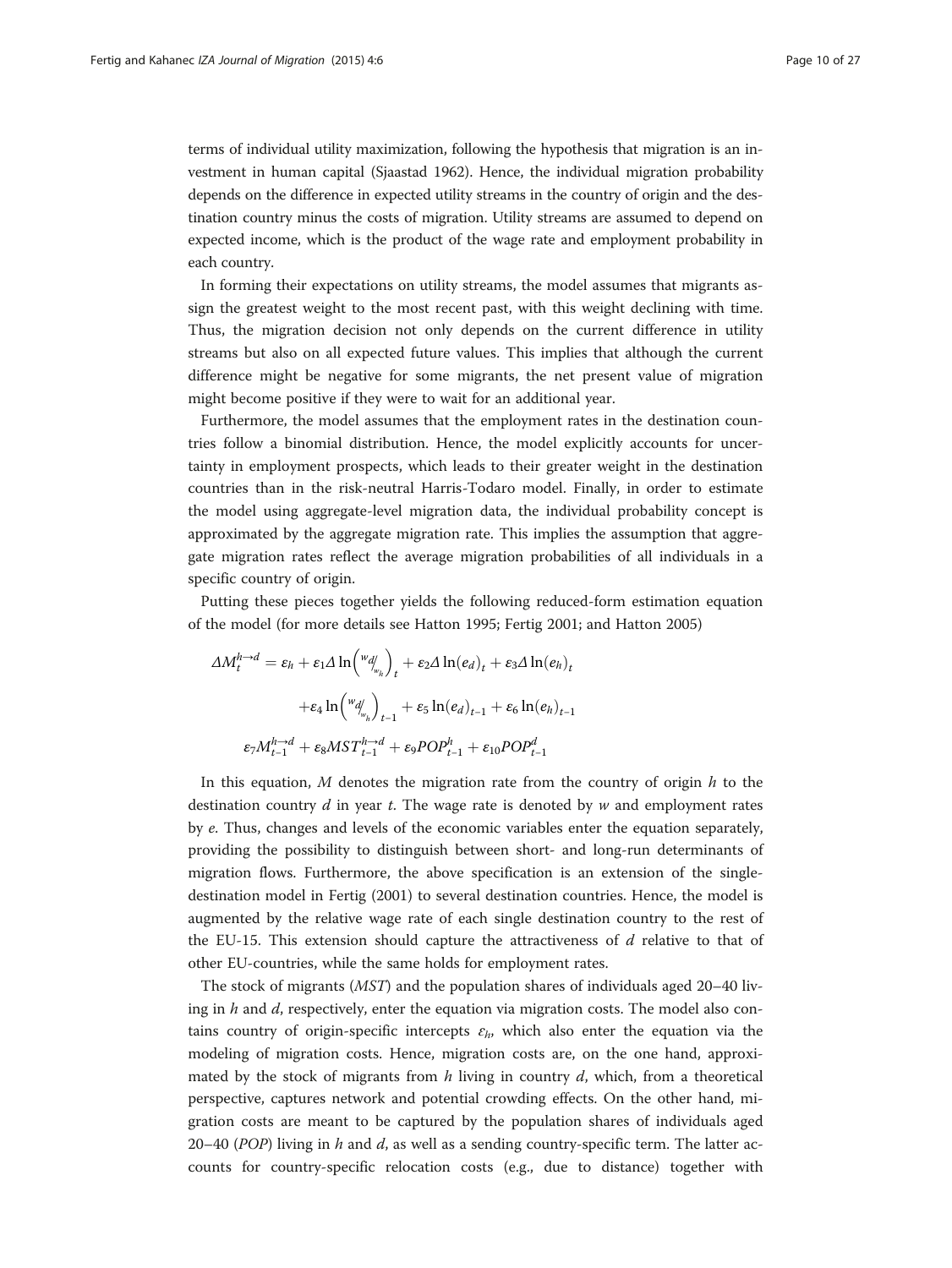terms of individual utility maximization, following the hypothesis that migration is an investment in human capital (Sjaastad 1962). Hence, the individual migration probability depends on the difference in expected utility streams in the country of origin and the destination country minus the costs of migration. Utility streams are assumed to depend on expected income, which is the product of the wage rate and employment probability in each country.

In forming their expectations on utility streams, the model assumes that migrants assign the greatest weight to the most recent past, with this weight declining with time. Thus, the migration decision not only depends on the current difference in utility streams but also on all expected future values. This implies that although the current difference might be negative for some migrants, the net present value of migration might become positive if they were to wait for an additional year.

Furthermore, the model assumes that the employment rates in the destination countries follow a binomial distribution. Hence, the model explicitly accounts for uncertainty in employment prospects, which leads to their greater weight in the destination countries than in the risk-neutral Harris-Todaro model. Finally, in order to estimate the model using aggregate-level migration data, the individual probability concept is approximated by the aggregate migration rate. This implies the assumption that aggregate migration rates reflect the average migration probabilities of all individuals in a specific country of origin.

Putting these pieces together yields the following reduced-form estimation equation of the model (for more details see Hatton 1995; Fertig 2001; and Hatton 2005)

$$
\begin{aligned}
\Delta M_t^{h\rightarrow d} = {} & \varepsilon_h + \varepsilon_1 \Delta \ln\left({}^{w_d}\!/_{w_h}\right)_t + \varepsilon_2 \Delta \ln(e_d)_t + \varepsilon_3 \Delta \ln(e_h)_t \\
& + \varepsilon_4 \ln\left({}^{w_d}\!/_{w_h}\right)_{t-1} + \varepsilon_5 \ln(e_d)_{t-1} + \varepsilon_6 \ln(e_h)_{t-1} \\
& \varepsilon_7 M_{t-1}^{h\rightarrow d} + \varepsilon_8 MST_{t-1}^{h\rightarrow d} + \varepsilon_9 POP_{t-1}^{h} + \varepsilon_{10} POP_{t-1}^{d}
\end{aligned}
$$

In this equation, $M$ denotes the migration rate from the country of origin $h$ to the destination country $d$ in year $t$. The wage rate is denoted by $w$ and employment rates by $e$. Thus, changes and levels of the economic variables enter the equation separately, providing the possibility to distinguish between short- and long-run determinants of migration flows. Furthermore, the above specification is an extension of the single-destination model in Fertig (2001) to several destination countries. Hence, the model is augmented by the relative wage rate of each single destination country to the rest of the EU-15. This extension should capture the attractiveness of $d$ relative to that of other EU-countries, while the same holds for employment rates.

The stock of migrants (*MST*) and the population shares of individuals aged 20–40 living in $h$ and $d$, respectively, enter the equation via migration costs. The model also contains country of origin-specific intercepts $\varepsilon_h$, which also enter the equation via the modeling of migration costs. Hence, migration costs are, on the one hand, approximated by the stock of migrants from $h$ living in country $d$, which, from a theoretical perspective, captures network and potential crowding effects. On the other hand, migration costs are meant to be captured by the population shares of individuals aged 20–40 (*POP*) living in $h$ and $d$, as well as a sending country-specific term. The latter accounts for country-specific relocation costs (e.g., due to distance) together with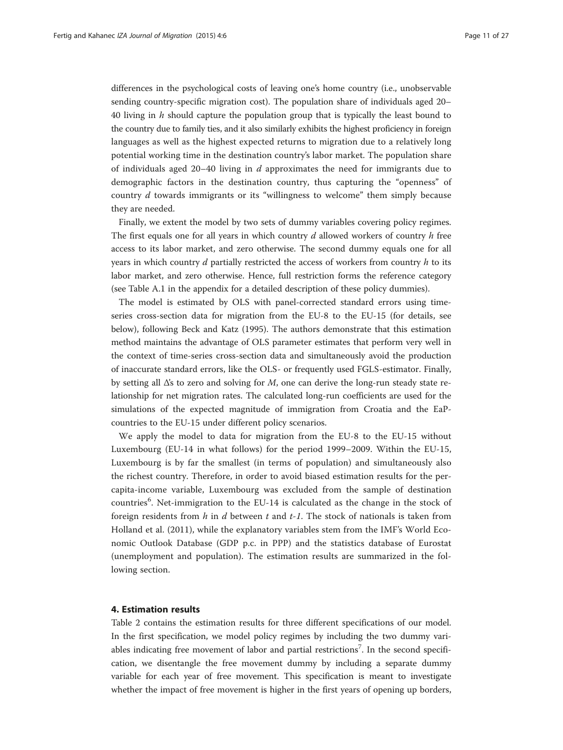differences in the psychological costs of leaving one's home country (i.e., unobservable sending country-specific migration cost). The population share of individuals aged 20–40 living in $h$ should capture the population group that is typically the least bound to the country due to family ties, and it also similarly exhibits the highest proficiency in foreign languages as well as the highest expected returns to migration due to a relatively long potential working time in the destination country's labor market. The population share of individuals aged 20–40 living in $d$ approximates the need for immigrants due to demographic factors in the destination country, thus capturing the "openness" of country $d$ towards immigrants or its "willingness to welcome" them simply because they are needed.

Finally, we extent the model by two sets of dummy variables covering policy regimes. The first equals one for all years in which country $d$ allowed workers of country $h$ free access to its labor market, and zero otherwise. The second dummy equals one for all years in which country $d$ partially restricted the access of workers from country $h$ to its labor market, and zero otherwise. Hence, full restriction forms the reference category (see Table A.1 in the appendix for a detailed description of these policy dummies).

The model is estimated by OLS with panel-corrected standard errors using time-series cross-section data for migration from the EU-8 to the EU-15 (for details, see below), following Beck and Katz (1995). The authors demonstrate that this estimation method maintains the advantage of OLS parameter estimates that perform very well in the context of time-series cross-section data and simultaneously avoid the production of inaccurate standard errors, like the OLS- or frequently used FGLS-estimator. Finally, by setting all $\Delta$'s to zero and solving for $M$, one can derive the long-run steady state relationship for net migration rates. The calculated long-run coefficients are used for the simulations of the expected magnitude of immigration from Croatia and the EaP-countries to the EU-15 under different policy scenarios.

We apply the model to data for migration from the EU-8 to the EU-15 without Luxembourg (EU-14 in what follows) for the period 1999–2009. Within the EU-15, Luxembourg is by far the smallest (in terms of population) and simultaneously also the richest country. Therefore, in order to avoid biased estimation results for the per-capita-income variable, Luxembourg was excluded from the sample of destination countries[6]. Net-immigration to the EU-14 is calculated as the change in the stock of foreign residents from $h$ in $d$ between $t$ and $t\text{-}1$. The stock of nationals is taken from Holland et al. (2011), while the explanatory variables stem from the IMF's World Economic Outlook Database (GDP p.c. in PPP) and the statistics database of Eurostat (unemployment and population). The estimation results are summarized in the following section.

## 4. Estimation results

Table 2 contains the estimation results for three different specifications of our model. In the first specification, we model policy regimes by including the two dummy variables indicating free movement of labor and partial restrictions[7]. In the second specification, we disentangle the free movement dummy by including a separate dummy variable for each year of free movement. This specification is meant to investigate whether the impact of free movement is higher in the first years of opening up borders,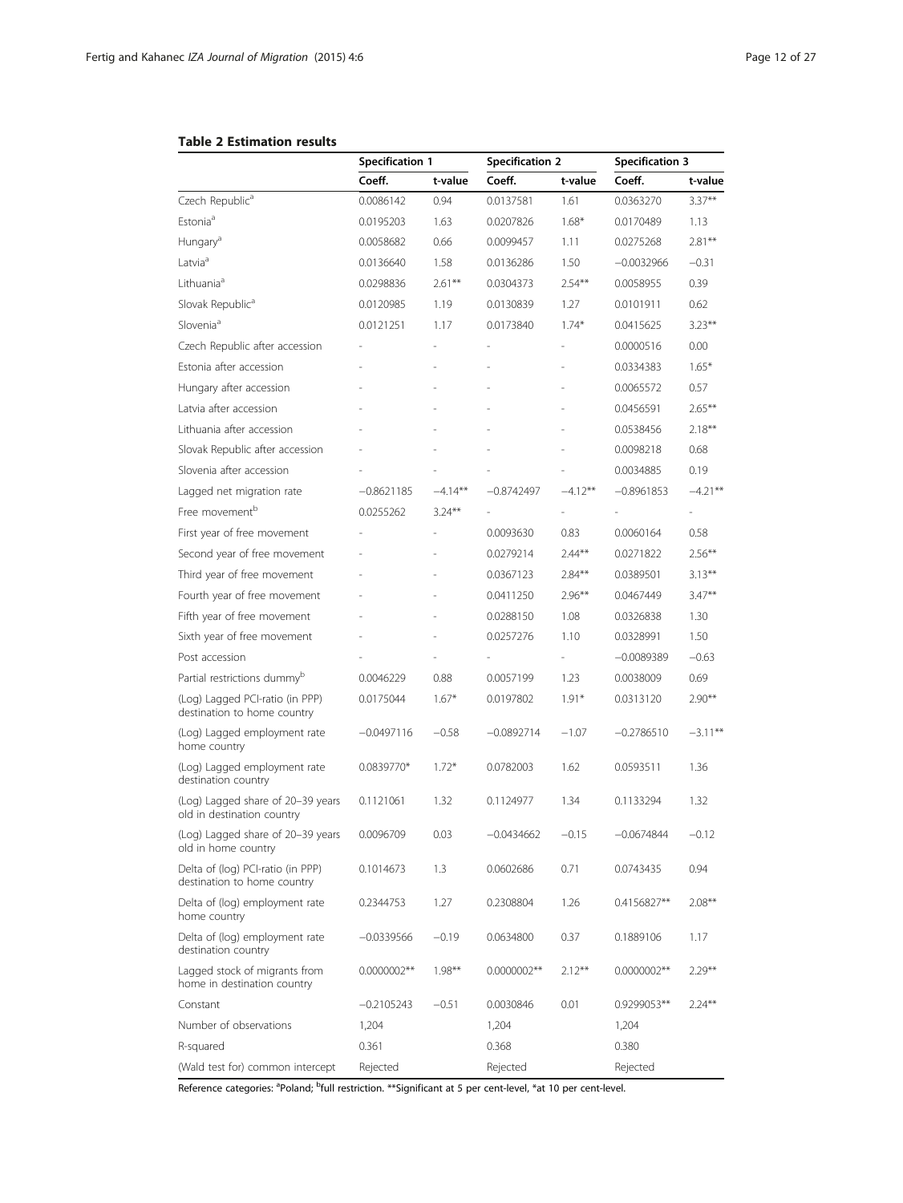**Table 2 Estimation results**

| | Specification 1 | | Specification 2 | | Specification 3 | |
|---|---|---|---|---|---|---|
| | Coeff. | t-value | Coeff. | t-value | Coeff. | t-value |
| Czech Republic[a] | 0.0086142 | 0.94 | 0.0137581 | 1.61 | 0.0363270 | 3.37** |
| Estonia[a] | 0.0195203 | 1.63 | 0.0207826 | 1.68* | 0.0170489 | 1.13 |
| Hungary[a] | 0.0058682 | 0.66 | 0.0099457 | 1.11 | 0.0275268 | 2.81** |
| Latvia[a] | 0.0136640 | 1.58 | 0.0136286 | 1.50 | −0.0032966 | −0.31 |
| Lithuania[a] | 0.0298836 | 2.61** | 0.0304373 | 2.54** | 0.0058955 | 0.39 |
| Slovak Republic[a] | 0.0120985 | 1.19 | 0.0130839 | 1.27 | 0.0101911 | 0.62 |
| Slovenia[a] | 0.0121251 | 1.17 | 0.0173840 | 1.74* | 0.0415625 | 3.23** |
| Czech Republic after accession | - | - | - | - | 0.0000516 | 0.00 |
| Estonia after accession | - | - | - | - | 0.0334383 | 1.65* |
| Hungary after accession | - | - | - | - | 0.0065572 | 0.57 |
| Latvia after accession | - | - | - | - | 0.0456591 | 2.65** |
| Lithuania after accession | - | - | - | - | 0.0538456 | 2.18** |
| Slovak Republic after accession | - | - | - | - | 0.0098218 | 0.68 |
| Slovenia after accession | - | - | - | - | 0.0034885 | 0.19 |
| Lagged net migration rate | −0.8621185 | −4.14** | −0.8742497 | −4.12** | −0.8961853 | −4.21** |
| Free movement[b] | 0.0255262 | 3.24** | - | - | - | - |
| First year of free movement | - | - | 0.0093630 | 0.83 | 0.0060164 | 0.58 |
| Second year of free movement | - | - | 0.0279214 | 2.44** | 0.0271822 | 2.56** |
| Third year of free movement | - | - | 0.0367123 | 2.84** | 0.0389501 | 3.13** |
| Fourth year of free movement | - | - | 0.0411250 | 2.96** | 0.0467449 | 3.47** |
| Fifth year of free movement | - | - | 0.0288150 | 1.08 | 0.0326838 | 1.30 |
| Sixth year of free movement | - | - | 0.0257276 | 1.10 | 0.0328991 | 1.50 |
| Post accession | - | - | - | - | −0.0089389 | −0.63 |
| Partial restrictions dummy[b] | 0.0046229 | 0.88 | 0.0057199 | 1.23 | 0.0038009 | 0.69 |
| (Log) Lagged PCI-ratio (in PPP) destination to home country | 0.0175044 | 1.67* | 0.0197802 | 1.91* | 0.0313120 | 2.90** |
| (Log) Lagged employment rate home country | −0.0497116 | −0.58 | −0.0892714 | −1.07 | −0.2786510 | −3.11** |
| (Log) Lagged employment rate destination country | 0.0839770* | 1.72* | 0.0782003 | 1.62 | 0.0593511 | 1.36 |
| (Log) Lagged share of 20–39 years old in destination country | 0.1121061 | 1.32 | 0.1124977 | 1.34 | 0.1133294 | 1.32 |
| (Log) Lagged share of 20–39 years old in home country | 0.0096709 | 0.03 | −0.0434662 | −0.15 | −0.0674844 | −0.12 |
| Delta of (log) PCI-ratio (in PPP) destination to home country | 0.1014673 | 1.3 | 0.0602686 | 0.71 | 0.0743435 | 0.94 |
| Delta of (log) employment rate home country | 0.2344753 | 1.27 | 0.2308804 | 1.26 | 0.4156827** | 2.08** |
| Delta of (log) employment rate destination country | −0.0339566 | −0.19 | 0.0634800 | 0.37 | 0.1889106 | 1.17 |
| Lagged stock of migrants from home in destination country | 0.0000002** | 1.98** | 0.0000002** | 2.12** | 0.0000002** | 2.29** |
| Constant | −0.2105243 | −0.51 | 0.0030846 | 0.01 | 0.9299053** | 2.24** |
| Number of observations | 1,204 | | 1,204 | | 1,204 | |
| R-squared | 0.361 | | 0.368 | | 0.380 | |
| (Wald test for) common intercept | Rejected | | Rejected | | Rejected | |

Reference categories: [a]Poland; [b]full restriction. **Significant at 5 per cent-level, *at 10 per cent-level.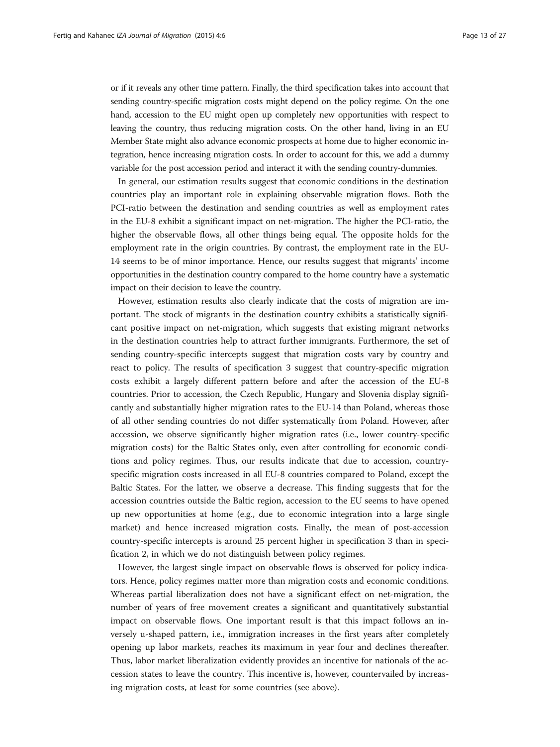or if it reveals any other time pattern. Finally, the third specification takes into account that sending country-specific migration costs might depend on the policy regime. On the one hand, accession to the EU might open up completely new opportunities with respect to leaving the country, thus reducing migration costs. On the other hand, living in an EU Member State might also advance economic prospects at home due to higher economic integration, hence increasing migration costs. In order to account for this, we add a dummy variable for the post accession period and interact it with the sending country-dummies.

In general, our estimation results suggest that economic conditions in the destination countries play an important role in explaining observable migration flows. Both the PCI-ratio between the destination and sending countries as well as employment rates in the EU-8 exhibit a significant impact on net-migration. The higher the PCI-ratio, the higher the observable flows, all other things being equal. The opposite holds for the employment rate in the origin countries. By contrast, the employment rate in the EU-14 seems to be of minor importance. Hence, our results suggest that migrants' income opportunities in the destination country compared to the home country have a systematic impact on their decision to leave the country.

However, estimation results also clearly indicate that the costs of migration are important. The stock of migrants in the destination country exhibits a statistically significant positive impact on net-migration, which suggests that existing migrant networks in the destination countries help to attract further immigrants. Furthermore, the set of sending country-specific intercepts suggest that migration costs vary by country and react to policy. The results of specification 3 suggest that country-specific migration costs exhibit a largely different pattern before and after the accession of the EU-8 countries. Prior to accession, the Czech Republic, Hungary and Slovenia display significantly and substantially higher migration rates to the EU-14 than Poland, whereas those of all other sending countries do not differ systematically from Poland. However, after accession, we observe significantly higher migration rates (i.e., lower country-specific migration costs) for the Baltic States only, even after controlling for economic conditions and policy regimes. Thus, our results indicate that due to accession, country-specific migration costs increased in all EU-8 countries compared to Poland, except the Baltic States. For the latter, we observe a decrease. This finding suggests that for the accession countries outside the Baltic region, accession to the EU seems to have opened up new opportunities at home (e.g., due to economic integration into a large single market) and hence increased migration costs. Finally, the mean of post-accession country-specific intercepts is around 25 percent higher in specification 3 than in specification 2, in which we do not distinguish between policy regimes.

However, the largest single impact on observable flows is observed for policy indicators. Hence, policy regimes matter more than migration costs and economic conditions. Whereas partial liberalization does not have a significant effect on net-migration, the number of years of free movement creates a significant and quantitatively substantial impact on observable flows. One important result is that this impact follows an inversely u-shaped pattern, i.e., immigration increases in the first years after completely opening up labor markets, reaches its maximum in year four and declines thereafter. Thus, labor market liberalization evidently provides an incentive for nationals of the accession states to leave the country. This incentive is, however, countervailed by increasing migration costs, at least for some countries (see above).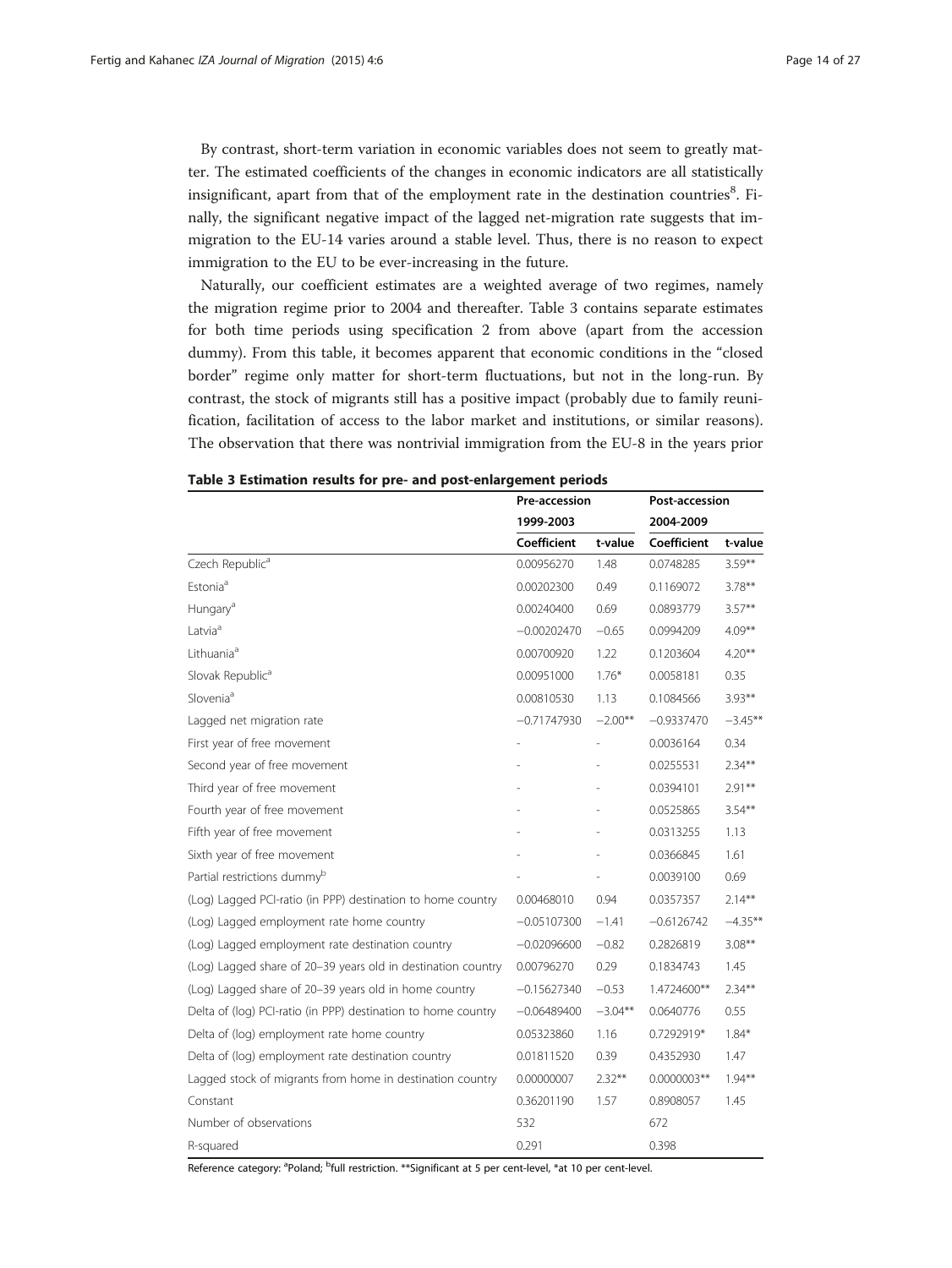By contrast, short-term variation in economic variables does not seem to greatly matter. The estimated coefficients of the changes in economic indicators are all statistically insignificant, apart from that of the employment rate in the destination countries[8]. Finally, the significant negative impact of the lagged net-migration rate suggests that immigration to the EU-14 varies around a stable level. Thus, there is no reason to expect immigration to the EU to be ever-increasing in the future.

Naturally, our coefficient estimates are a weighted average of two regimes, namely the migration regime prior to 2004 and thereafter. Table 3 contains separate estimates for both time periods using specification 2 from above (apart from the accession dummy). From this table, it becomes apparent that economic conditions in the "closed border" regime only matter for short-term fluctuations, but not in the long-run. By contrast, the stock of migrants still has a positive impact (probably due to family reunification, facilitation of access to the labor market and institutions, or similar reasons). The observation that there was nontrivial immigration from the EU-8 in the years prior

**Table 3 Estimation results for pre- and post-enlargement periods**

| | Pre-accession | | Post-accession | |
|---|---|---|---|---|
| | 1999-2003 | | 2004-2009 | |
| | Coefficient | t-value | Coefficient | t-value |
| Czech Republic[a] | 0.00956270 | 1.48 | 0.0748285 | 3.59** |
| Estonia[a] | 0.00202300 | 0.49 | 0.1169072 | 3.78** |
| Hungary[a] | 0.00240400 | 0.69 | 0.0893779 | 3.57** |
| Latvia[a] | −0.00202470 | −0.65 | 0.0994209 | 4.09** |
| Lithuania[a] | 0.00700920 | 1.22 | 0.1203604 | 4.20** |
| Slovak Republic[a] | 0.00951000 | 1.76* | 0.0058181 | 0.35 |
| Slovenia[a] | 0.00810530 | 1.13 | 0.1084566 | 3.93** |
| Lagged net migration rate | −0.71747930 | −2.00** | −0.9337470 | −3.45** |
| First year of free movement | - | - | 0.0036164 | 0.34 |
| Second year of free movement | - | - | 0.0255531 | 2.34** |
| Third year of free movement | - | - | 0.0394101 | 2.91** |
| Fourth year of free movement | - | - | 0.0525865 | 3.54** |
| Fifth year of free movement | - | - | 0.0313255 | 1.13 |
| Sixth year of free movement | - | - | 0.0366845 | 1.61 |
| Partial restrictions dummy[b] | - | - | 0.0039100 | 0.69 |
| (Log) Lagged PCI-ratio (in PPP) destination to home country | 0.00468010 | 0.94 | 0.0357357 | 2.14** |
| (Log) Lagged employment rate home country | −0.05107300 | −1.41 | −0.6126742 | −4.35** |
| (Log) Lagged employment rate destination country | −0.02096600 | −0.82 | 0.2826819 | 3.08** |
| (Log) Lagged share of 20–39 years old in destination country | 0.00796270 | 0.29 | 0.1834743 | 1.45 |
| (Log) Lagged share of 20–39 years old in home country | −0.15627340 | −0.53 | 1.4724600** | 2.34** |
| Delta of (log) PCI-ratio (in PPP) destination to home country | −0.06489400 | −3.04** | 0.0640776 | 0.55 |
| Delta of (log) employment rate home country | 0.05323860 | 1.16 | 0.7292919* | 1.84* |
| Delta of (log) employment rate destination country | 0.01811520 | 0.39 | 0.4352930 | 1.47 |
| Lagged stock of migrants from home in destination country | 0.00000007 | 2.32** | 0.0000003** | 1.94** |
| Constant | 0.36201190 | 1.57 | 0.8908057 | 1.45 |
| Number of observations | 532 | | 672 | |
| R-squared | 0.291 | | 0.398 | |

Reference category: [a]Poland; [b]full restriction. **Significant at 5 per cent-level, *at 10 per cent-level.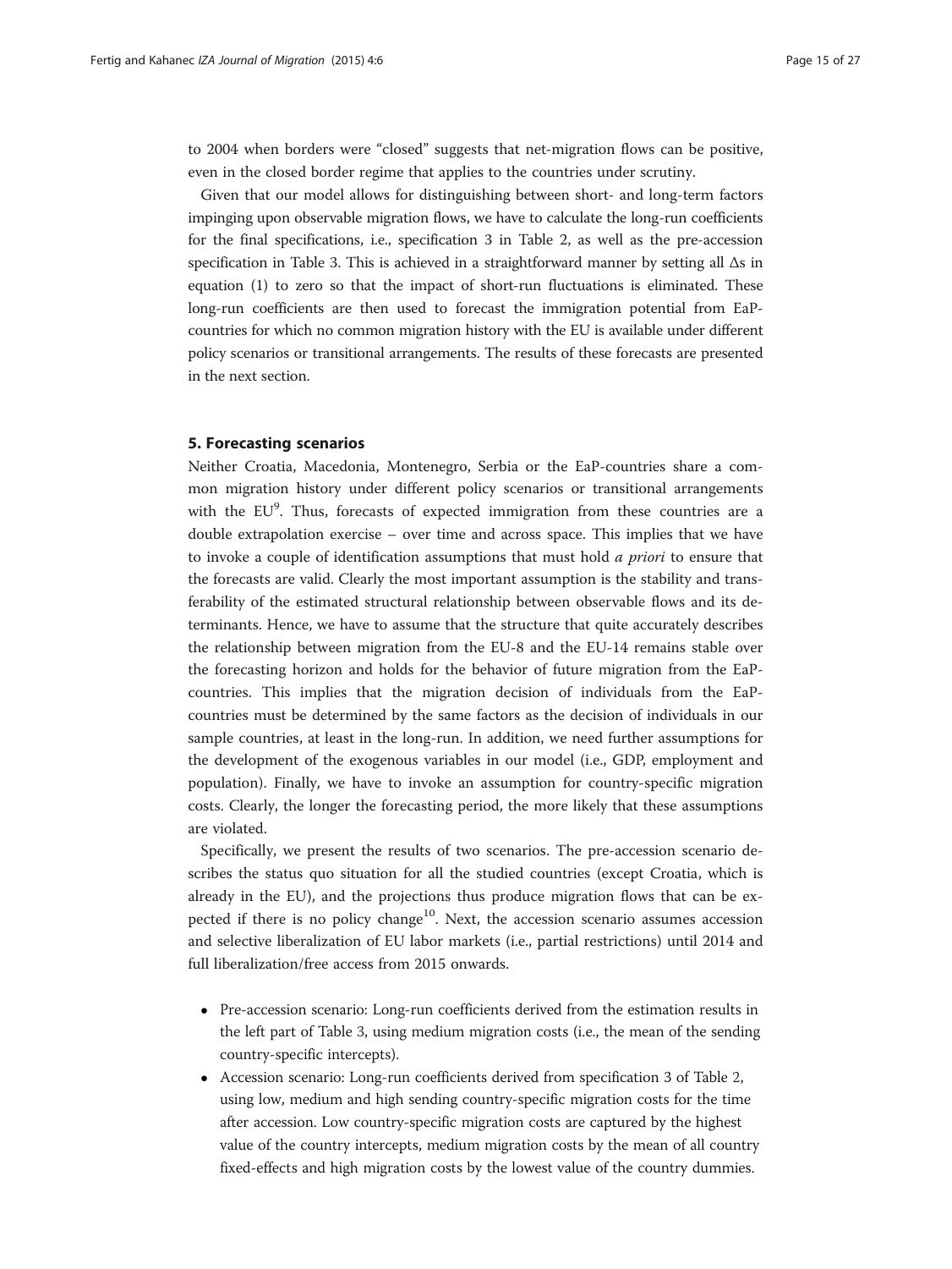to 2004 when borders were "closed" suggests that net-migration flows can be positive, even in the closed border regime that applies to the countries under scrutiny.

Given that our model allows for distinguishing between short- and long-term factors impinging upon observable migration flows, we have to calculate the long-run coefficients for the final specifications, i.e., specification 3 in Table 2, as well as the pre-accession specification in Table 3. This is achieved in a straightforward manner by setting all Δs in equation (1) to zero so that the impact of short-run fluctuations is eliminated. These long-run coefficients are then used to forecast the immigration potential from EaP-countries for which no common migration history with the EU is available under different policy scenarios or transitional arrangements. The results of these forecasts are presented in the next section.

## 5. Forecasting scenarios

Neither Croatia, Macedonia, Montenegro, Serbia or the EaP-countries share a common migration history under different policy scenarios or transitional arrangements with the EU[9]. Thus, forecasts of expected immigration from these countries are a double extrapolation exercise – over time and across space. This implies that we have to invoke a couple of identification assumptions that must hold *a priori* to ensure that the forecasts are valid. Clearly the most important assumption is the stability and transferability of the estimated structural relationship between observable flows and its determinants. Hence, we have to assume that the structure that quite accurately describes the relationship between migration from the EU-8 and the EU-14 remains stable over the forecasting horizon and holds for the behavior of future migration from the EaP-countries. This implies that the migration decision of individuals from the EaP-countries must be determined by the same factors as the decision of individuals in our sample countries, at least in the long-run. In addition, we need further assumptions for the development of the exogenous variables in our model (i.e., GDP, employment and population). Finally, we have to invoke an assumption for country-specific migration costs. Clearly, the longer the forecasting period, the more likely that these assumptions are violated.

Specifically, we present the results of two scenarios. The pre-accession scenario describes the status quo situation for all the studied countries (except Croatia, which is already in the EU), and the projections thus produce migration flows that can be expected if there is no policy change[10]. Next, the accession scenario assumes accession and selective liberalization of EU labor markets (i.e., partial restrictions) until 2014 and full liberalization/free access from 2015 onwards.

- Pre-accession scenario: Long-run coefficients derived from the estimation results in the left part of Table 3, using medium migration costs (i.e., the mean of the sending country-specific intercepts).
- Accession scenario: Long-run coefficients derived from specification 3 of Table 2, using low, medium and high sending country-specific migration costs for the time after accession. Low country-specific migration costs are captured by the highest value of the country intercepts, medium migration costs by the mean of all country fixed-effects and high migration costs by the lowest value of the country dummies.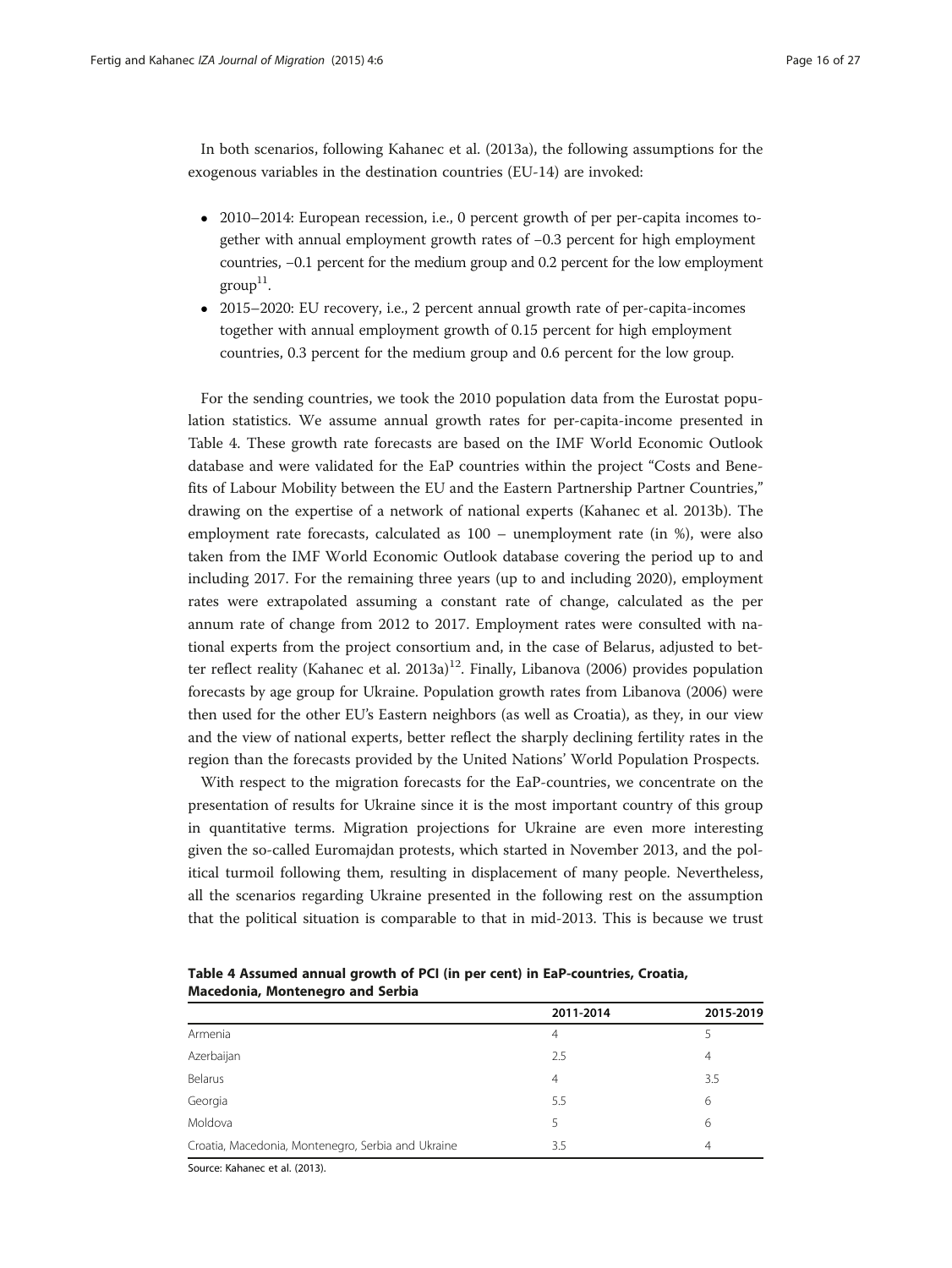In both scenarios, following Kahanec et al. (2013a), the following assumptions for the exogenous variables in the destination countries (EU-14) are invoked:

- 2010–2014: European recession, i.e., 0 percent growth of per per-capita incomes together with annual employment growth rates of −0.3 percent for high employment countries, −0.1 percent for the medium group and 0.2 percent for the low employment group[11].
- 2015–2020: EU recovery, i.e., 2 percent annual growth rate of per-capita-incomes together with annual employment growth of 0.15 percent for high employment countries, 0.3 percent for the medium group and 0.6 percent for the low group.

For the sending countries, we took the 2010 population data from the Eurostat population statistics. We assume annual growth rates for per-capita-income presented in Table 4. These growth rate forecasts are based on the IMF World Economic Outlook database and were validated for the EaP countries within the project "Costs and Benefits of Labour Mobility between the EU and the Eastern Partnership Partner Countries," drawing on the expertise of a network of national experts (Kahanec et al. 2013b). The employment rate forecasts, calculated as 100 – unemployment rate (in %), were also taken from the IMF World Economic Outlook database covering the period up to and including 2017. For the remaining three years (up to and including 2020), employment rates were extrapolated assuming a constant rate of change, calculated as the per annum rate of change from 2012 to 2017. Employment rates were consulted with national experts from the project consortium and, in the case of Belarus, adjusted to better reflect reality (Kahanec et al. 2013a)[12]. Finally, Libanova (2006) provides population forecasts by age group for Ukraine. Population growth rates from Libanova (2006) were then used for the other EU's Eastern neighbors (as well as Croatia), as they, in our view and the view of national experts, better reflect the sharply declining fertility rates in the region than the forecasts provided by the United Nations' World Population Prospects.

With respect to the migration forecasts for the EaP-countries, we concentrate on the presentation of results for Ukraine since it is the most important country of this group in quantitative terms. Migration projections for Ukraine are even more interesting given the so-called Euromajdan protests, which started in November 2013, and the political turmoil following them, resulting in displacement of many people. Nevertheless, all the scenarios regarding Ukraine presented in the following rest on the assumption that the political situation is comparable to that in mid-2013. This is because we trust

**Table 4 Assumed annual growth of PCI (in per cent) in EaP-countries, Croatia, Macedonia, Montenegro and Serbia**

| | 2011-2014 | 2015-2019 |
|---|---|---|
| Armenia | 4 | 5 |
| Azerbaijan | 2.5 | 4 |
| Belarus | 4 | 3.5 |
| Georgia | 5.5 | 6 |
| Moldova | 5 | 6 |
| Croatia, Macedonia, Montenegro, Serbia and Ukraine | 3.5 | 4 |

Source: Kahanec et al. (2013).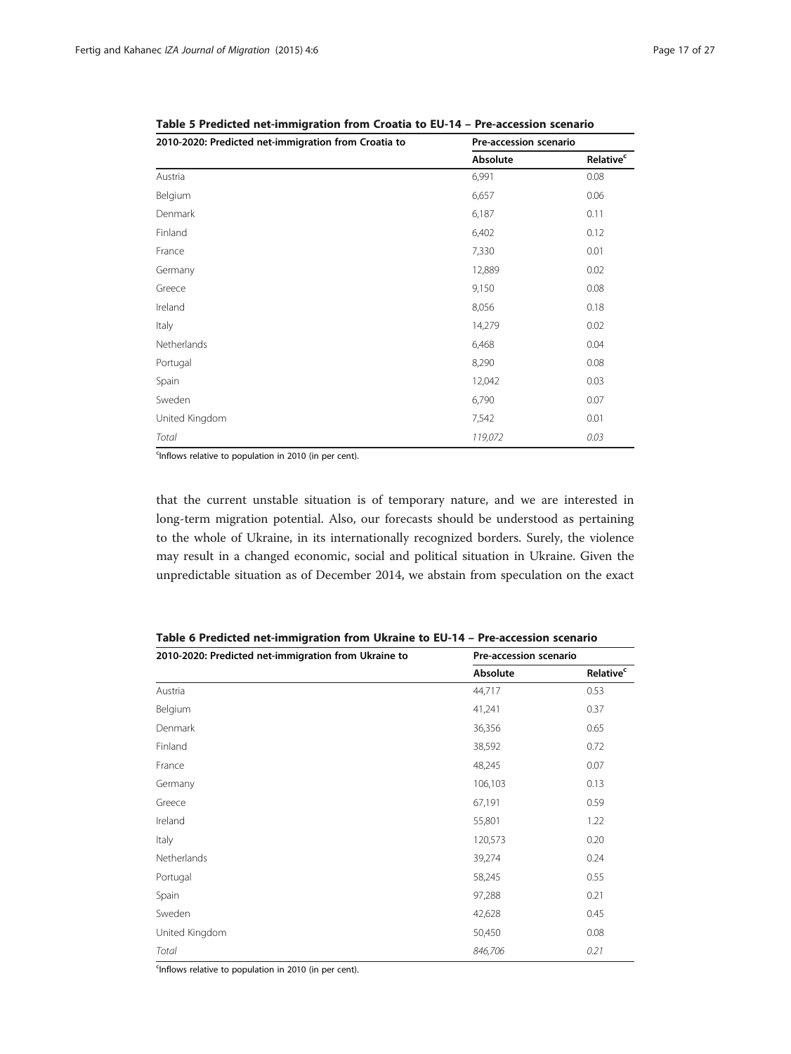**Table 5 Predicted net-immigration from Croatia to EU-14 – Pre-accession scenario**

| 2010-2020: Predicted net-immigration from Croatia to | Pre-accession scenario | |
|---|---|---|
| | Absolute | Relative[c] |
| Austria | 6,991 | 0.08 |
| Belgium | 6,657 | 0.06 |
| Denmark | 6,187 | 0.11 |
| Finland | 6,402 | 0.12 |
| France | 7,330 | 0.01 |
| Germany | 12,889 | 0.02 |
| Greece | 9,150 | 0.08 |
| Ireland | 8,056 | 0.18 |
| Italy | 14,279 | 0.02 |
| Netherlands | 6,468 | 0.04 |
| Portugal | 8,290 | 0.08 |
| Spain | 12,042 | 0.03 |
| Sweden | 6,790 | 0.07 |
| United Kingdom | 7,542 | 0.01 |
| *Total* | *119,072* | *0.03* |

[c]Inflows relative to population in 2010 (in per cent).

that the current unstable situation is of temporary nature, and we are interested in long-term migration potential. Also, our forecasts should be understood as pertaining to the whole of Ukraine, in its internationally recognized borders. Surely, the violence may result in a changed economic, social and political situation in Ukraine. Given the unpredictable situation as of December 2014, we abstain from speculation on the exact

**Table 6 Predicted net-immigration from Ukraine to EU-14 – Pre-accession scenario**

| 2010-2020: Predicted net-immigration from Ukraine to | Pre-accession scenario | |
|---|---|---|
| | Absolute | Relative[c] |
| Austria | 44,717 | 0.53 |
| Belgium | 41,241 | 0.37 |
| Denmark | 36,356 | 0.65 |
| Finland | 38,592 | 0.72 |
| France | 48,245 | 0.07 |
| Germany | 106,103 | 0.13 |
| Greece | 67,191 | 0.59 |
| Ireland | 55,801 | 1.22 |
| Italy | 120,573 | 0.20 |
| Netherlands | 39,274 | 0.24 |
| Portugal | 58,245 | 0.55 |
| Spain | 97,288 | 0.21 |
| Sweden | 42,628 | 0.45 |
| United Kingdom | 50,450 | 0.08 |
| *Total* | *846,706* | *0.21* |

[c]Inflows relative to population in 2010 (in per cent).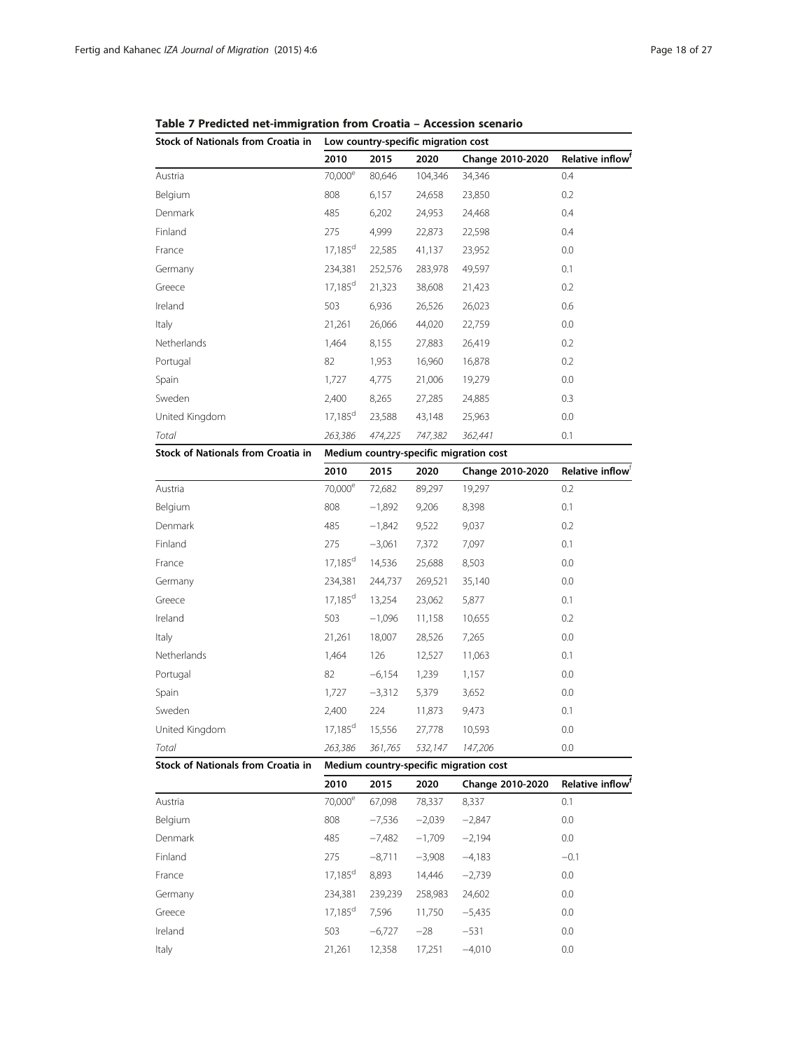**Table 7 Predicted net-immigration from Croatia – Accession scenario**

| Stock of Nationals from Croatia in | Low country-specific migration cost | | | | |
|---|---|---|---|---|---|
| | 2010 | 2015 | 2020 | Change 2010-2020 | Relative inflow[f] |
| Austria | 70,000[e] | 80,646 | 104,346 | 34,346 | 0.4 |
| Belgium | 808 | 6,157 | 24,658 | 23,850 | 0.2 |
| Denmark | 485 | 6,202 | 24,953 | 24,468 | 0.4 |
| Finland | 275 | 4,999 | 22,873 | 22,598 | 0.4 |
| France | 17,185[d] | 22,585 | 41,137 | 23,952 | 0.0 |
| Germany | 234,381 | 252,576 | 283,978 | 49,597 | 0.1 |
| Greece | 17,185[d] | 21,323 | 38,608 | 21,423 | 0.2 |
| Ireland | 503 | 6,936 | 26,526 | 26,023 | 0.6 |
| Italy | 21,261 | 26,066 | 44,020 | 22,759 | 0.0 |
| Netherlands | 1,464 | 8,155 | 27,883 | 26,419 | 0.2 |
| Portugal | 82 | 1,953 | 16,960 | 16,878 | 0.2 |
| Spain | 1,727 | 4,775 | 21,006 | 19,279 | 0.0 |
| Sweden | 2,400 | 8,265 | 27,285 | 24,885 | 0.3 |
| United Kingdom | 17,185[d] | 23,588 | 43,148 | 25,963 | 0.0 |
| *Total* | *263,386* | *474,225* | *747,382* | *362,441* | 0.1 |
| **Stock of Nationals from Croatia in** | **Medium country-specific migration cost** | | | | |
| | **2010** | **2015** | **2020** | **Change 2010-2020** | **Relative inflow[f]** |
| Austria | 70,000[e] | 72,682 | 89,297 | 19,297 | 0.2 |
| Belgium | 808 | −1,892 | 9,206 | 8,398 | 0.1 |
| Denmark | 485 | −1,842 | 9,522 | 9,037 | 0.2 |
| Finland | 275 | −3,061 | 7,372 | 7,097 | 0.1 |
| France | 17,185[d] | 14,536 | 25,688 | 8,503 | 0.0 |
| Germany | 234,381 | 244,737 | 269,521 | 35,140 | 0.0 |
| Greece | 17,185[d] | 13,254 | 23,062 | 5,877 | 0.1 |
| Ireland | 503 | −1,096 | 11,158 | 10,655 | 0.2 |
| Italy | 21,261 | 18,007 | 28,526 | 7,265 | 0.0 |
| Netherlands | 1,464 | 126 | 12,527 | 11,063 | 0.1 |
| Portugal | 82 | −6,154 | 1,239 | 1,157 | 0.0 |
| Spain | 1,727 | −3,312 | 5,379 | 3,652 | 0.0 |
| Sweden | 2,400 | 224 | 11,873 | 9,473 | 0.1 |
| United Kingdom | 17,185[d] | 15,556 | 27,778 | 10,593 | 0.0 |
| *Total* | *263,386* | *361,765* | *532,147* | *147,206* | 0.0 |
| **Stock of Nationals from Croatia in** | **Medium country-specific migration cost** | | | | |
| | **2010** | **2015** | **2020** | **Change 2010-2020** | **Relative inflow[f]** |
| Austria | 70,000[e] | 67,098 | 78,337 | 8,337 | 0.1 |
| Belgium | 808 | −7,536 | −2,039 | −2,847 | 0.0 |
| Denmark | 485 | −7,482 | −1,709 | −2,194 | 0.0 |
| Finland | 275 | −8,711 | −3,908 | −4,183 | −0.1 |
| France | 17,185[d] | 8,893 | 14,446 | −2,739 | 0.0 |
| Germany | 234,381 | 239,239 | 258,983 | 24,602 | 0.0 |
| Greece | 17,185[d] | 7,596 | 11,750 | −5,435 | 0.0 |
| Ireland | 503 | −6,727 | −28 | −531 | 0.0 |
| Italy | 21,261 | 12,358 | 17,251 | −4,010 | 0.0 |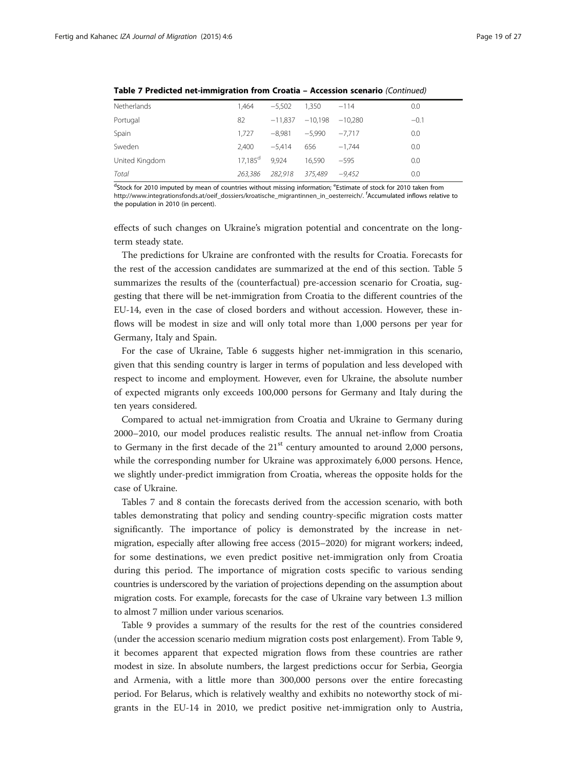**Table 7 Predicted net-immigration from Croatia – Accession scenario** *(Continued)*

| | | | | | |
|---|---|---|---|---|---|
| Netherlands | 1,464 | −5,502 | 1,350 | −114 | 0.0 |
| Portugal | 82 | −11,837 | −10,198 | −10,280 | −0.1 |
| Spain | 1,727 | −8,981 | −5,990 | −7,717 | 0.0 |
| Sweden | 2,400 | −5,414 | 656 | −1,744 | 0.0 |
| United Kingdom | 17,185[d] | 9,924 | 16,590 | −595 | 0.0 |
| *Total* | *263,386* | *282,918* | *375,489* | *−9,452* | 0.0 |

[d]Stock for 2010 imputed by mean of countries without missing information; [e]Estimate of stock for 2010 taken from http://www.integrationsfonds.at/oeif_dossiers/kroatische_migrantinnen_in_oesterreich/. [f]Accumulated inflows relative to the population in 2010 (in percent).

effects of such changes on Ukraine's migration potential and concentrate on the long-term steady state.

The predictions for Ukraine are confronted with the results for Croatia. Forecasts for the rest of the accession candidates are summarized at the end of this section. Table 5 summarizes the results of the (counterfactual) pre-accession scenario for Croatia, suggesting that there will be net-immigration from Croatia to the different countries of the EU-14, even in the case of closed borders and without accession. However, these inflows will be modest in size and will only total more than 1,000 persons per year for Germany, Italy and Spain.

For the case of Ukraine, Table 6 suggests higher net-immigration in this scenario, given that this sending country is larger in terms of population and less developed with respect to income and employment. However, even for Ukraine, the absolute number of expected migrants only exceeds 100,000 persons for Germany and Italy during the ten years considered.

Compared to actual net-immigration from Croatia and Ukraine to Germany during 2000–2010, our model produces realistic results. The annual net-inflow from Croatia to Germany in the first decade of the 21st century amounted to around 2,000 persons, while the corresponding number for Ukraine was approximately 6,000 persons. Hence, we slightly under-predict immigration from Croatia, whereas the opposite holds for the case of Ukraine.

Tables 7 and 8 contain the forecasts derived from the accession scenario, with both tables demonstrating that policy and sending country-specific migration costs matter significantly. The importance of policy is demonstrated by the increase in net-migration, especially after allowing free access (2015–2020) for migrant workers; indeed, for some destinations, we even predict positive net-immigration only from Croatia during this period. The importance of migration costs specific to various sending countries is underscored by the variation of projections depending on the assumption about migration costs. For example, forecasts for the case of Ukraine vary between 1.3 million to almost 7 million under various scenarios.

Table 9 provides a summary of the results for the rest of the countries considered (under the accession scenario medium migration costs post enlargement). From Table 9, it becomes apparent that expected migration flows from these countries are rather modest in size. In absolute numbers, the largest predictions occur for Serbia, Georgia and Armenia, with a little more than 300,000 persons over the entire forecasting period. For Belarus, which is relatively wealthy and exhibits no noteworthy stock of migrants in the EU-14 in 2010, we predict positive net-immigration only to Austria,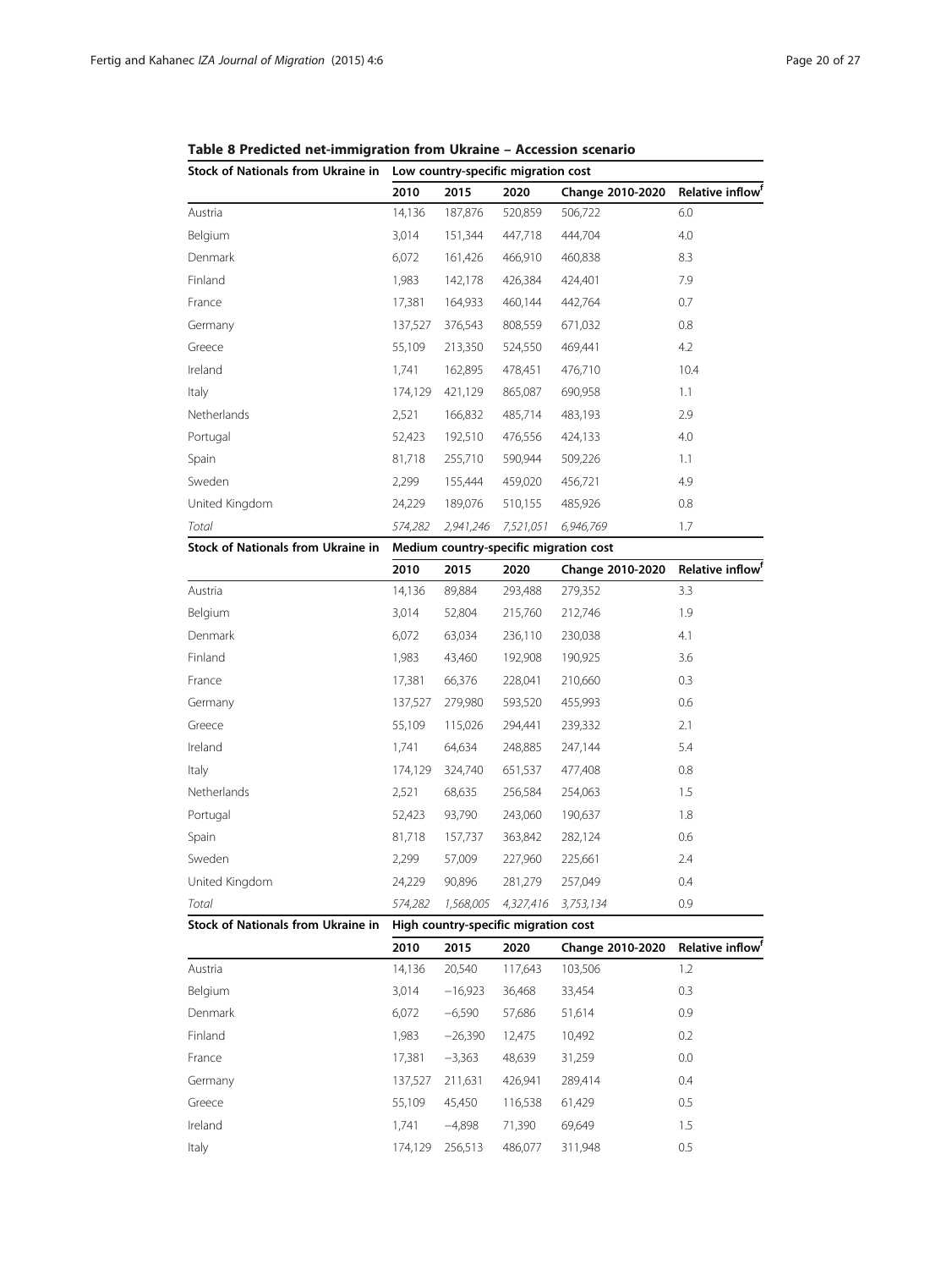**Table 8 Predicted net-immigration from Ukraine – Accession scenario**

| Stock of Nationals from Ukraine in | Low country-specific migration cost | | | | |
|---|---|---|---|---|---|
| | 2010 | 2015 | 2020 | Change 2010-2020 | Relative inflow[f] |
| Austria | 14,136 | 187,876 | 520,859 | 506,722 | 6.0 |
| Belgium | 3,014 | 151,344 | 447,718 | 444,704 | 4.0 |
| Denmark | 6,072 | 161,426 | 466,910 | 460,838 | 8.3 |
| Finland | 1,983 | 142,178 | 426,384 | 424,401 | 7.9 |
| France | 17,381 | 164,933 | 460,144 | 442,764 | 0.7 |
| Germany | 137,527 | 376,543 | 808,559 | 671,032 | 0.8 |
| Greece | 55,109 | 213,350 | 524,550 | 469,441 | 4.2 |
| Ireland | 1,741 | 162,895 | 478,451 | 476,710 | 10.4 |
| Italy | 174,129 | 421,129 | 865,087 | 690,958 | 1.1 |
| Netherlands | 2,521 | 166,832 | 485,714 | 483,193 | 2.9 |
| Portugal | 52,423 | 192,510 | 476,556 | 424,133 | 4.0 |
| Spain | 81,718 | 255,710 | 590,944 | 509,226 | 1.1 |
| Sweden | 2,299 | 155,444 | 459,020 | 456,721 | 4.9 |
| United Kingdom | 24,229 | 189,076 | 510,155 | 485,926 | 0.8 |
| *Total* | *574,282* | *2,941,246* | *7,521,051* | *6,946,769* | *1.7* |
| **Stock of Nationals from Ukraine in** | **Medium country-specific migration cost** | | | | |
| | 2010 | 2015 | 2020 | Change 2010-2020 | Relative inflow[f] |
| Austria | 14,136 | 89,884 | 293,488 | 279,352 | 3.3 |
| Belgium | 3,014 | 52,804 | 215,760 | 212,746 | 1.9 |
| Denmark | 6,072 | 63,034 | 236,110 | 230,038 | 4.1 |
| Finland | 1,983 | 43,460 | 192,908 | 190,925 | 3.6 |
| France | 17,381 | 66,376 | 228,041 | 210,660 | 0.3 |
| Germany | 137,527 | 279,980 | 593,520 | 455,993 | 0.6 |
| Greece | 55,109 | 115,026 | 294,441 | 239,332 | 2.1 |
| Ireland | 1,741 | 64,634 | 248,885 | 247,144 | 5.4 |
| Italy | 174,129 | 324,740 | 651,537 | 477,408 | 0.8 |
| Netherlands | 2,521 | 68,635 | 256,584 | 254,063 | 1.5 |
| Portugal | 52,423 | 93,790 | 243,060 | 190,637 | 1.8 |
| Spain | 81,718 | 157,737 | 363,842 | 282,124 | 0.6 |
| Sweden | 2,299 | 57,009 | 227,960 | 225,661 | 2.4 |
| United Kingdom | 24,229 | 90,896 | 281,279 | 257,049 | 0.4 |
| *Total* | *574,282* | *1,568,005* | *4,327,416* | *3,753,134* | *0.9* |
| **Stock of Nationals from Ukraine in** | **High country-specific migration cost** | | | | |
| | 2010 | 2015 | 2020 | Change 2010-2020 | Relative inflow[f] |
| Austria | 14,136 | 20,540 | 117,643 | 103,506 | 1.2 |
| Belgium | 3,014 | −16,923 | 36,468 | 33,454 | 0.3 |
| Denmark | 6,072 | −6,590 | 57,686 | 51,614 | 0.9 |
| Finland | 1,983 | −26,390 | 12,475 | 10,492 | 0.2 |
| France | 17,381 | −3,363 | 48,639 | 31,259 | 0.0 |
| Germany | 137,527 | 211,631 | 426,941 | 289,414 | 0.4 |
| Greece | 55,109 | 45,450 | 116,538 | 61,429 | 0.5 |
| Ireland | 1,741 | −4,898 | 71,390 | 69,649 | 1.5 |
| Italy | 174,129 | 256,513 | 486,077 | 311,948 | 0.5 |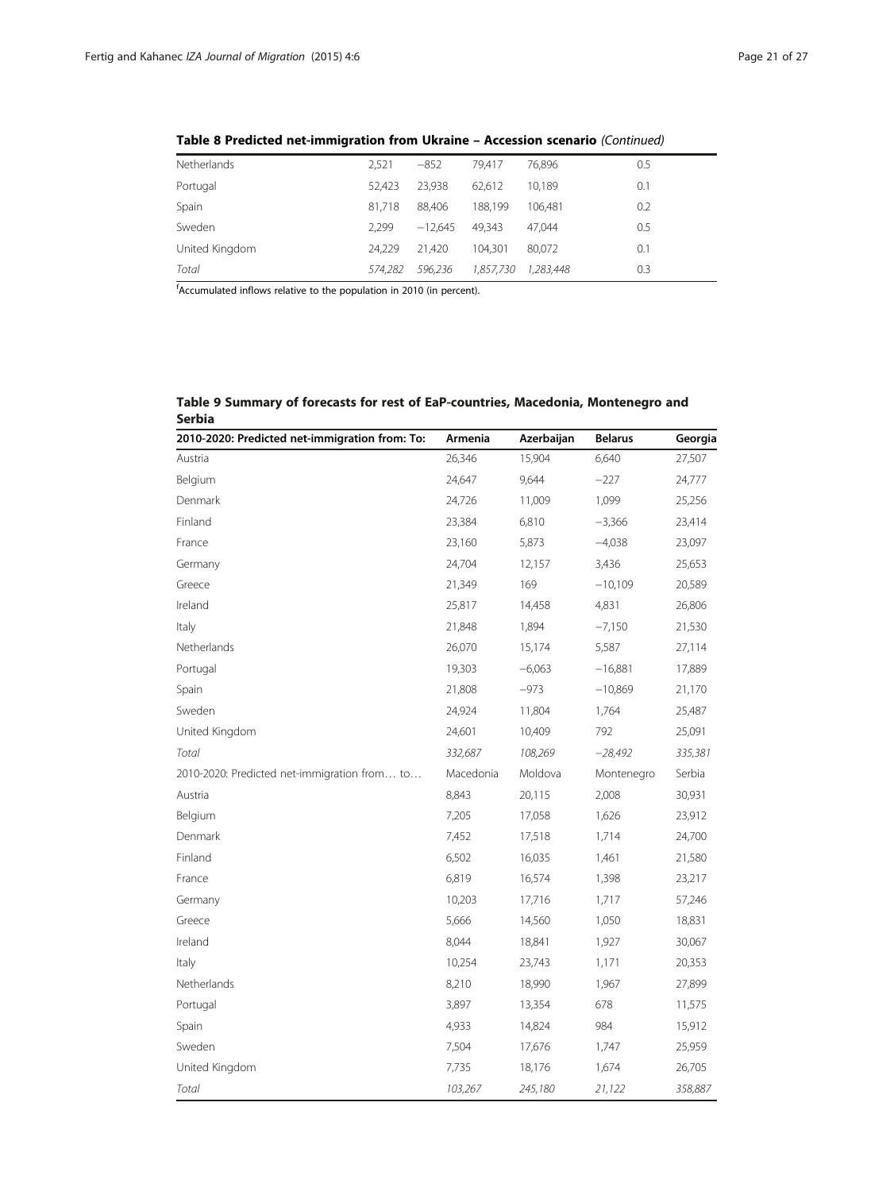**Table 8 Predicted net-immigration from Ukraine – Accession scenario** *(Continued)*

| | | | | | |
|---|---|---|---|---|---|
| Netherlands | 2,521 | −852 | 79,417 | 76,896 | 0.5 |
| Portugal | 52,423 | 23,938 | 62,612 | 10,189 | 0.1 |
| Spain | 81,718 | 88,406 | 188,199 | 106,481 | 0.2 |
| Sweden | 2,299 | −12,645 | 49,343 | 47,044 | 0.5 |
| United Kingdom | 24,229 | 21,420 | 104,301 | 80,072 | 0.1 |
| *Total* | *574,282* | *596,236* | *1,857,730* | *1,283,448* | 0.3 |

[f]Accumulated inflows relative to the population in 2010 (in percent).

**Table 9 Summary of forecasts for rest of EaP-countries, Macedonia, Montenegro and Serbia**

| 2010-2020: Predicted net-immigration from: To: | Armenia | Azerbaijan | Belarus | Georgia |
|---|---|---|---|---|
| Austria | 26,346 | 15,904 | 6,640 | 27,507 |
| Belgium | 24,647 | 9,644 | −227 | 24,777 |
| Denmark | 24,726 | 11,009 | 1,099 | 25,256 |
| Finland | 23,384 | 6,810 | −3,366 | 23,414 |
| France | 23,160 | 5,873 | −4,038 | 23,097 |
| Germany | 24,704 | 12,157 | 3,436 | 25,653 |
| Greece | 21,349 | 169 | −10,109 | 20,589 |
| Ireland | 25,817 | 14,458 | 4,831 | 26,806 |
| Italy | 21,848 | 1,894 | −7,150 | 21,530 |
| Netherlands | 26,070 | 15,174 | 5,587 | 27,114 |
| Portugal | 19,303 | −6,063 | −16,881 | 17,889 |
| Spain | 21,808 | −973 | −10,869 | 21,170 |
| Sweden | 24,924 | 11,804 | 1,764 | 25,487 |
| United Kingdom | 24,601 | 10,409 | 792 | 25,091 |
| *Total* | *332,687* | *108,269* | *−28,492* | *335,381* |
| 2010-2020: Predicted net-immigration from… to… | Macedonia | Moldova | Montenegro | Serbia |
| Austria | 8,843 | 20,115 | 2,008 | 30,931 |
| Belgium | 7,205 | 17,058 | 1,626 | 23,912 |
| Denmark | 7,452 | 17,518 | 1,714 | 24,700 |
| Finland | 6,502 | 16,035 | 1,461 | 21,580 |
| France | 6,819 | 16,574 | 1,398 | 23,217 |
| Germany | 10,203 | 17,716 | 1,717 | 57,246 |
| Greece | 5,666 | 14,560 | 1,050 | 18,831 |
| Ireland | 8,044 | 18,841 | 1,927 | 30,067 |
| Italy | 10,254 | 23,743 | 1,171 | 20,353 |
| Netherlands | 8,210 | 18,990 | 1,967 | 27,899 |
| Portugal | 3,897 | 13,354 | 678 | 11,575 |
| Spain | 4,933 | 14,824 | 984 | 15,912 |
| Sweden | 7,504 | 17,676 | 1,747 | 25,959 |
| United Kingdom | 7,735 | 18,176 | 1,674 | 26,705 |
| *Total* | *103,267* | *245,180* | *21,122* | *358,887* |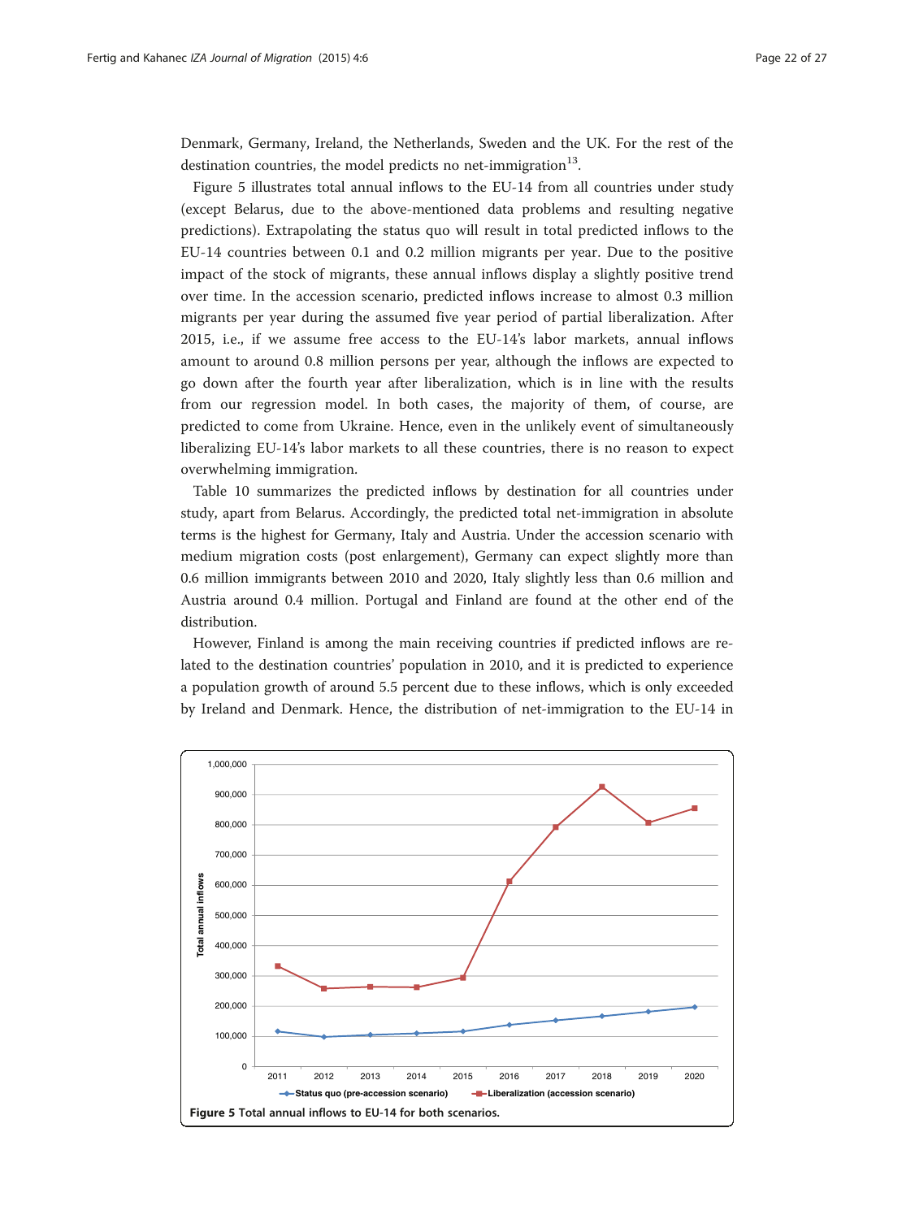Denmark, Germany, Ireland, the Netherlands, Sweden and the UK. For the rest of the destination countries, the model predicts no net-immigration[13].

Figure 5 illustrates total annual inflows to the EU-14 from all countries under study (except Belarus, due to the above-mentioned data problems and resulting negative predictions). Extrapolating the status quo will result in total predicted inflows to the EU-14 countries between 0.1 and 0.2 million migrants per year. Due to the positive impact of the stock of migrants, these annual inflows display a slightly positive trend over time. In the accession scenario, predicted inflows increase to almost 0.3 million migrants per year during the assumed five year period of partial liberalization. After 2015, i.e., if we assume free access to the EU-14's labor markets, annual inflows amount to around 0.8 million persons per year, although the inflows are expected to go down after the fourth year after liberalization, which is in line with the results from our regression model. In both cases, the majority of them, of course, are predicted to come from Ukraine. Hence, even in the unlikely event of simultaneously liberalizing EU-14's labor markets to all these countries, there is no reason to expect overwhelming immigration.

Table 10 summarizes the predicted inflows by destination for all countries under study, apart from Belarus. Accordingly, the predicted total net-immigration in absolute terms is the highest for Germany, Italy and Austria. Under the accession scenario with medium migration costs (post enlargement), Germany can expect slightly more than 0.6 million immigrants between 2010 and 2020, Italy slightly less than 0.6 million and Austria around 0.4 million. Portugal and Finland are found at the other end of the distribution.

However, Finland is among the main receiving countries if predicted inflows are related to the destination countries' population in 2010, and it is predicted to experience a population growth of around 5.5 percent due to these inflows, which is only exceeded by Ireland and Denmark. Hence, the distribution of net-immigration to the EU-14 in

**Figure 5** Total annual inflows to EU-14 for both scenarios.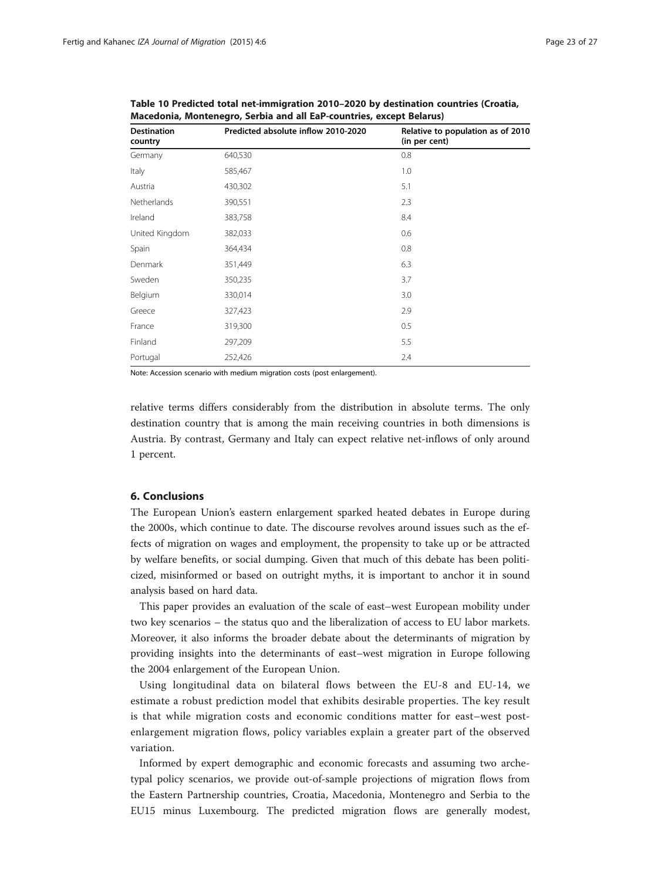**Table 10 Predicted total net-immigration 2010–2020 by destination countries (Croatia, Macedonia, Montenegro, Serbia and all EaP-countries, except Belarus)**

| Destination country | Predicted absolute inflow 2010-2020 | Relative to population as of 2010 (in per cent) |
|---|---|---|
| Germany | 640,530 | 0.8 |
| Italy | 585,467 | 1.0 |
| Austria | 430,302 | 5.1 |
| Netherlands | 390,551 | 2.3 |
| Ireland | 383,758 | 8.4 |
| United Kingdom | 382,033 | 0.6 |
| Spain | 364,434 | 0.8 |
| Denmark | 351,449 | 6.3 |
| Sweden | 350,235 | 3.7 |
| Belgium | 330,014 | 3.0 |
| Greece | 327,423 | 2.9 |
| France | 319,300 | 0.5 |
| Finland | 297,209 | 5.5 |
| Portugal | 252,426 | 2.4 |

Note: Accession scenario with medium migration costs (post enlargement).

relative terms differs considerably from the distribution in absolute terms. The only destination country that is among the main receiving countries in both dimensions is Austria. By contrast, Germany and Italy can expect relative net-inflows of only around 1 percent.

## 6. Conclusions

The European Union's eastern enlargement sparked heated debates in Europe during the 2000s, which continue to date. The discourse revolves around issues such as the effects of migration on wages and employment, the propensity to take up or be attracted by welfare benefits, or social dumping. Given that much of this debate has been politicized, misinformed or based on outright myths, it is important to anchor it in sound analysis based on hard data.

This paper provides an evaluation of the scale of east–west European mobility under two key scenarios – the status quo and the liberalization of access to EU labor markets. Moreover, it also informs the broader debate about the determinants of migration by providing insights into the determinants of east–west migration in Europe following the 2004 enlargement of the European Union.

Using longitudinal data on bilateral flows between the EU-8 and EU-14, we estimate a robust prediction model that exhibits desirable properties. The key result is that while migration costs and economic conditions matter for east–west post-enlargement migration flows, policy variables explain a greater part of the observed variation.

Informed by expert demographic and economic forecasts and assuming two archetypal policy scenarios, we provide out-of-sample projections of migration flows from the Eastern Partnership countries, Croatia, Macedonia, Montenegro and Serbia to the EU15 minus Luxembourg. The predicted migration flows are generally modest,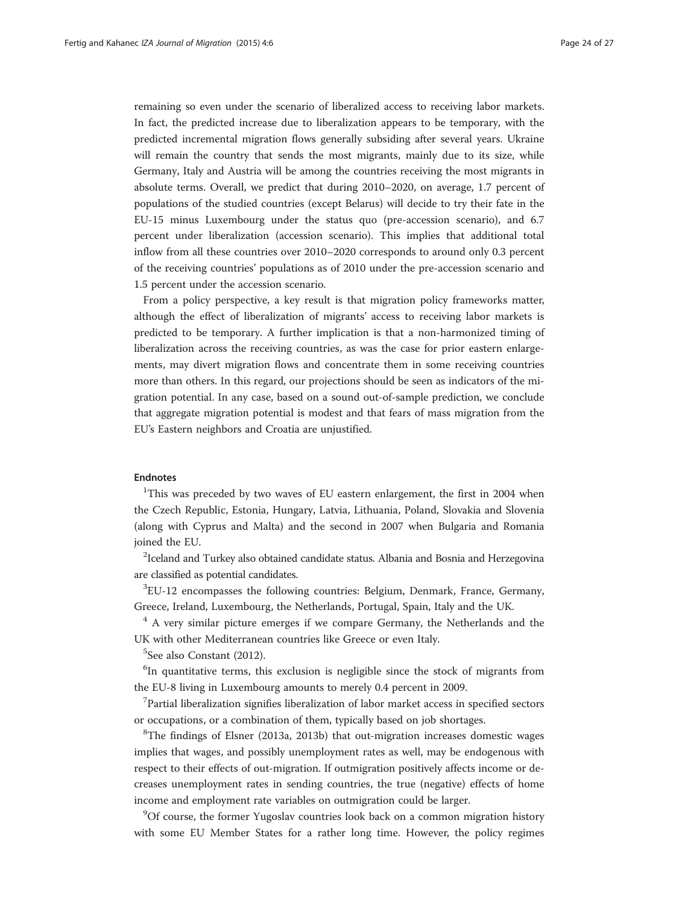remaining so even under the scenario of liberalized access to receiving labor markets. In fact, the predicted increase due to liberalization appears to be temporary, with the predicted incremental migration flows generally subsiding after several years. Ukraine will remain the country that sends the most migrants, mainly due to its size, while Germany, Italy and Austria will be among the countries receiving the most migrants in absolute terms. Overall, we predict that during 2010–2020, on average, 1.7 percent of populations of the studied countries (except Belarus) will decide to try their fate in the EU-15 minus Luxembourg under the status quo (pre-accession scenario), and 6.7 percent under liberalization (accession scenario). This implies that additional total inflow from all these countries over 2010–2020 corresponds to around only 0.3 percent of the receiving countries' populations as of 2010 under the pre-accession scenario and 1.5 percent under the accession scenario.

From a policy perspective, a key result is that migration policy frameworks matter, although the effect of liberalization of migrants' access to receiving labor markets is predicted to be temporary. A further implication is that a non-harmonized timing of liberalization across the receiving countries, as was the case for prior eastern enlargements, may divert migration flows and concentrate them in some receiving countries more than others. In this regard, our projections should be seen as indicators of the migration potential. In any case, based on a sound out-of-sample prediction, we conclude that aggregate migration potential is modest and that fears of mass migration from the EU's Eastern neighbors and Croatia are unjustified.

## Endnotes

[1]This was preceded by two waves of EU eastern enlargement, the first in 2004 when the Czech Republic, Estonia, Hungary, Latvia, Lithuania, Poland, Slovakia and Slovenia (along with Cyprus and Malta) and the second in 2007 when Bulgaria and Romania joined the EU.

[2]Iceland and Turkey also obtained candidate status. Albania and Bosnia and Herzegovina are classified as potential candidates.

[3]EU-12 encompasses the following countries: Belgium, Denmark, France, Germany, Greece, Ireland, Luxembourg, the Netherlands, Portugal, Spain, Italy and the UK.

[4] A very similar picture emerges if we compare Germany, the Netherlands and the UK with other Mediterranean countries like Greece or even Italy.

[5]See also Constant (2012).

[6]In quantitative terms, this exclusion is negligible since the stock of migrants from the EU-8 living in Luxembourg amounts to merely 0.4 percent in 2009.

[7]Partial liberalization signifies liberalization of labor market access in specified sectors or occupations, or a combination of them, typically based on job shortages.

[8]The findings of Elsner (2013a, 2013b) that out-migration increases domestic wages implies that wages, and possibly unemployment rates as well, may be endogenous with respect to their effects of out-migration. If outmigration positively affects income or decreases unemployment rates in sending countries, the true (negative) effects of home income and employment rate variables on outmigration could be larger.

[9]Of course, the former Yugoslav countries look back on a common migration history with some EU Member States for a rather long time. However, the policy regimes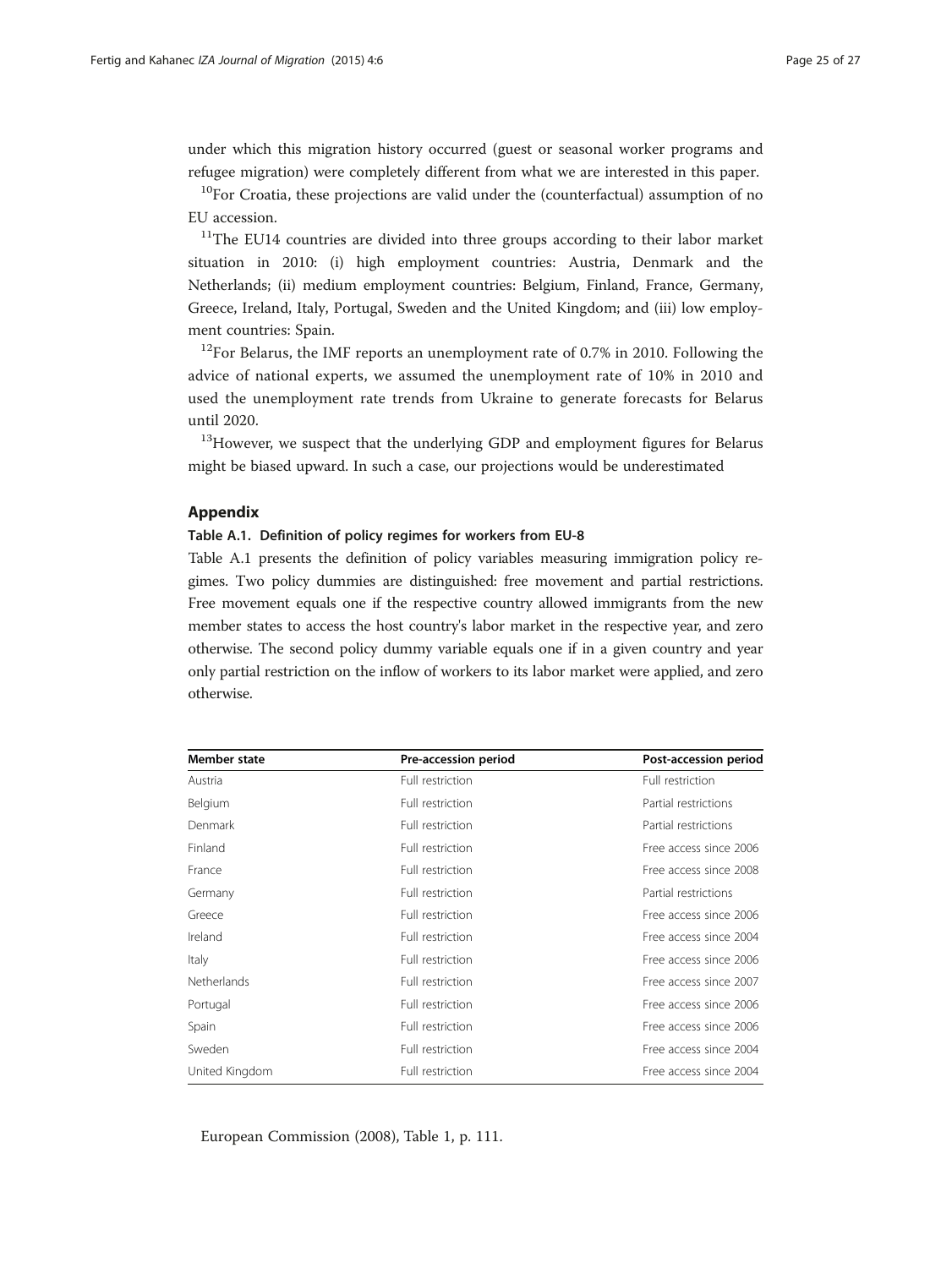under which this migration history occurred (guest or seasonal worker programs and refugee migration) were completely different from what we are interested in this paper.

[10]For Croatia, these projections are valid under the (counterfactual) assumption of no EU accession.

[11]The EU14 countries are divided into three groups according to their labor market situation in 2010: (i) high employment countries: Austria, Denmark and the Netherlands; (ii) medium employment countries: Belgium, Finland, France, Germany, Greece, Ireland, Italy, Portugal, Sweden and the United Kingdom; and (iii) low employment countries: Spain.

[12]For Belarus, the IMF reports an unemployment rate of 0.7% in 2010. Following the advice of national experts, we assumed the unemployment rate of 10% in 2010 and used the unemployment rate trends from Ukraine to generate forecasts for Belarus until 2020.

[13]However, we suspect that the underlying GDP and employment figures for Belarus might be biased upward. In such a case, our projections would be underestimated

## Appendix

### Table A.1. Definition of policy regimes for workers from EU-8

Table A.1 presents the definition of policy variables measuring immigration policy regimes. Two policy dummies are distinguished: free movement and partial restrictions. Free movement equals one if the respective country allowed immigrants from the new member states to access the host country's labor market in the respective year, and zero otherwise. The second policy dummy variable equals one if in a given country and year only partial restriction on the inflow of workers to its labor market were applied, and zero otherwise.

| Member state | Pre-accession period | Post-accession period |
|---|---|---|
| Austria | Full restriction | Full restriction |
| Belgium | Full restriction | Partial restrictions |
| Denmark | Full restriction | Partial restrictions |
| Finland | Full restriction | Free access since 2006 |
| France | Full restriction | Free access since 2008 |
| Germany | Full restriction | Partial restrictions |
| Greece | Full restriction | Free access since 2006 |
| Ireland | Full restriction | Free access since 2004 |
| Italy | Full restriction | Free access since 2006 |
| Netherlands | Full restriction | Free access since 2007 |
| Portugal | Full restriction | Free access since 2006 |
| Spain | Full restriction | Free access since 2006 |
| Sweden | Full restriction | Free access since 2004 |
| United Kingdom | Full restriction | Free access since 2004 |

European Commission (2008), Table 1, p. 111.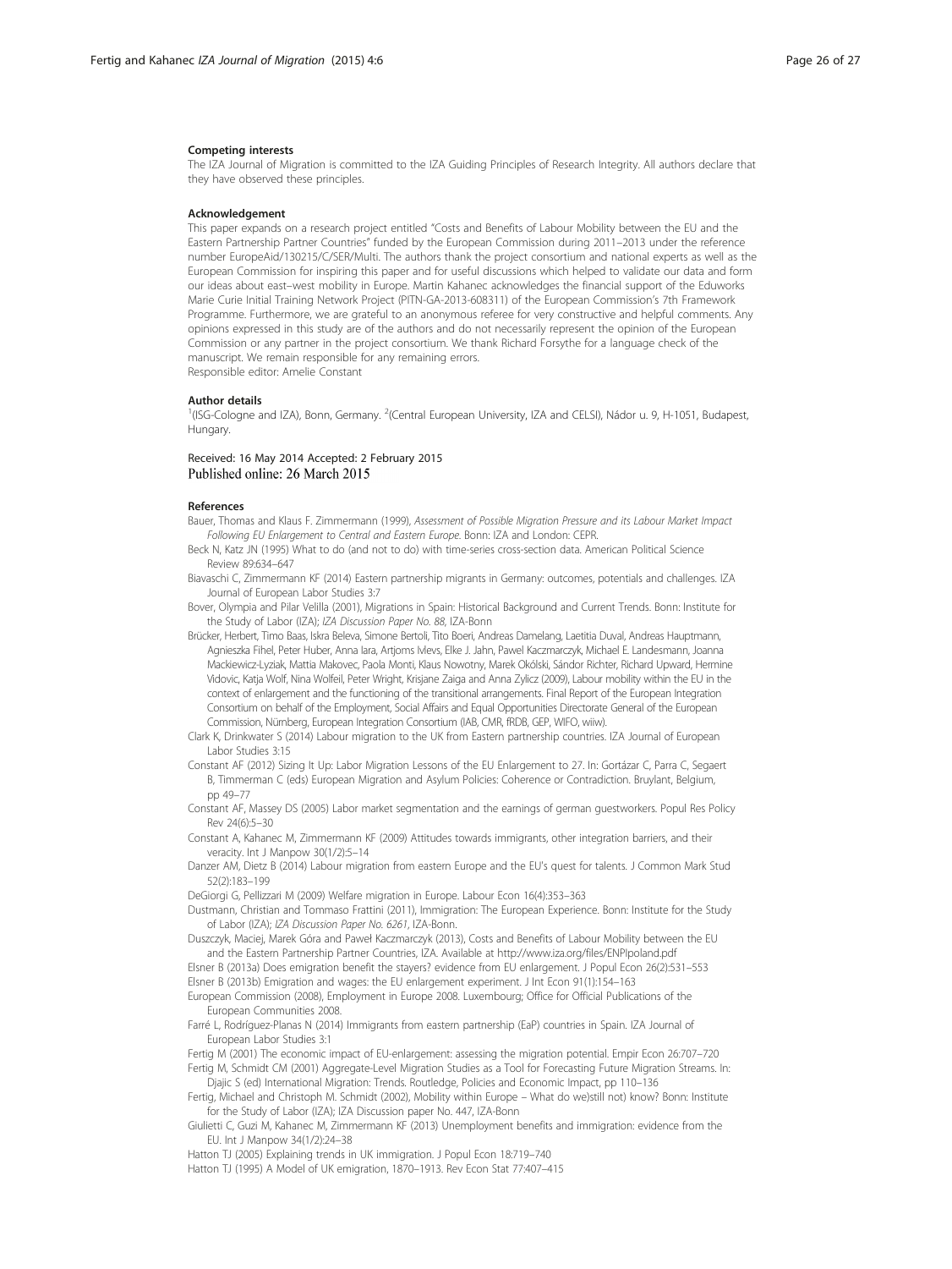#### Competing interests

The IZA Journal of Migration is committed to the IZA Guiding Principles of Research Integrity. All authors declare that they have observed these principles.

#### Acknowledgement

This paper expands on a research project entitled "Costs and Benefits of Labour Mobility between the EU and the Eastern Partnership Partner Countries" funded by the European Commission during 2011–2013 under the reference number EuropeAid/130215/C/SER/Multi. The authors thank the project consortium and national experts as well as the European Commission for inspiring this paper and for useful discussions which helped to validate our data and form our ideas about east–west mobility in Europe. Martin Kahanec acknowledges the financial support of the Eduworks Marie Curie Initial Training Network Project (PITN-GA-2013-608311) of the European Commission's 7th Framework Programme. Furthermore, we are grateful to an anonymous referee for very constructive and helpful comments. Any opinions expressed in this study are of the authors and do not necessarily represent the opinion of the European Commission or any partner in the project consortium. We thank Richard Forsythe for a language check of the manuscript. We remain responsible for any remaining errors.
Responsible editor: Amelie Constant

#### Author details

[1](ISG-Cologne and IZA), Bonn, Germany. [2](Central European University, IZA and CELSI), Nádor u. 9, H-1051, Budapest, Hungary.

Received: 16 May 2014 Accepted: 2 February 2015
Published online: 26 March 2015

#### References

Bauer, Thomas and Klaus F. Zimmermann (1999), *Assessment of Possible Migration Pressure and its Labour Market Impact Following EU Enlargement to Central and Eastern Europe*. Bonn: IZA and London: CEPR.

Beck N, Katz JN (1995) What to do (and not to do) with time-series cross-section data. American Political Science Review 89:634–647

Biavaschi C, Zimmermann KF (2014) Eastern partnership migrants in Germany: outcomes, potentials and challenges. IZA Journal of European Labor Studies 3:7

Bover, Olympia and Pilar Velilla (2001), Migrations in Spain: Historical Background and Current Trends. Bonn: Institute for the Study of Labor (IZA); *IZA Discussion Paper No. 88*, IZA-Bonn

Brücker, Herbert, Timo Baas, Iskra Beleva, Simone Bertoli, Tito Boeri, Andreas Damelang, Laetitia Duval, Andreas Hauptmann, Agnieszka Fihel, Peter Huber, Anna Iara, Artjoms Ivlevs, Elke J. Jahn, Paweł Kaczmarczyk, Michael E. Landesmann, Joanna Mackiewicz-Lyziak, Mattia Makovec, Paola Monti, Klaus Nowotny, Marek Okólski, Sándor Richter, Richard Upward, Hermine Vidovic, Katja Wolf, Nina Wolfeil, Peter Wright, Krisjane Zaiga and Anna Zylicz (2009), Labour mobility within the EU in the context of enlargement and the functioning of the transitional arrangements. Final Report of the European Integration Consortium on behalf of the Employment, Social Affairs and Equal Opportunities Directorate General of the European Commission, Nürnberg, European Integration Consortium (IAB, CMR, fRDB, GEP, WIFO, wiiw).

Clark K, Drinkwater S (2014) Labour migration to the UK from Eastern partnership countries. IZA Journal of European Labor Studies 3:15

Constant AF (2012) Sizing It Up: Labor Migration Lessons of the EU Enlargement to 27. In: Gortázar C, Parra C, Segaert B, Timmerman C (eds) European Migration and Asylum Policies: Coherence or Contradiction. Bruylant, Belgium, pp 49–77

Constant AF, Massey DS (2005) Labor market segmentation and the earnings of german guestworkers. Popul Res Policy Rev 24(6):5–30

Constant A, Kahanec M, Zimmermann KF (2009) Attitudes towards immigrants, other integration barriers, and their veracity. Int J Manpow 30(1/2):5–14

Danzer AM, Dietz B (2014) Labour migration from eastern Europe and the EU's quest for talents. J Common Mark Stud 52(2):183–199

DeGiorgi G, Pellizzari M (2009) Welfare migration in Europe. Labour Econ 16(4):353–363

Dustmann, Christian and Tommaso Frattini (2011), Immigration: The European Experience. Bonn: Institute for the Study of Labor (IZA); *IZA Discussion Paper No. 6261*, IZA-Bonn.

Duszczyk, Maciej, Marek Góra and Paweł Kaczmarczyk (2013), Costs and Benefits of Labour Mobility between the EU and the Eastern Partnership Partner Countries, IZA. Available at http://www.iza.org/files/ENPIpoland.pdf

Elsner B (2013a) Does emigration benefit the stayers? evidence from EU enlargement. J Popul Econ 26(2):531–553

Elsner B (2013b) Emigration and wages: the EU enlargement experiment. J Int Econ 91(1):154–163

European Commission (2008), Employment in Europe 2008. Luxembourg; Office for Official Publications of the European Communities 2008.

Farré L, Rodríguez-Planas N (2014) Immigrants from eastern partnership (EaP) countries in Spain. IZA Journal of European Labor Studies 3:1

Fertig M (2001) The economic impact of EU-enlargement: assessing the migration potential. Empir Econ 26:707–720

Fertig M, Schmidt CM (2001) Aggregate-Level Migration Studies as a Tool for Forecasting Future Migration Streams. In: Djajic S (ed) International Migration: Trends. Routledge, Policies and Economic Impact, pp 110–136

Fertig, Michael and Christoph M. Schmidt (2002), Mobility within Europe – What do we)still not) know? Bonn: Institute for the Study of Labor (IZA); IZA Discussion paper No. 447, IZA-Bonn

Giulietti C, Guzi M, Kahanec M, Zimmermann KF (2013) Unemployment benefits and immigration: evidence from the EU. Int J Manpow 34(1/2):24–38

Hatton TJ (2005) Explaining trends in UK immigration. J Popul Econ 18:719–740

Hatton TJ (1995) A Model of UK emigration, 1870–1913. Rev Econ Stat 77:407–415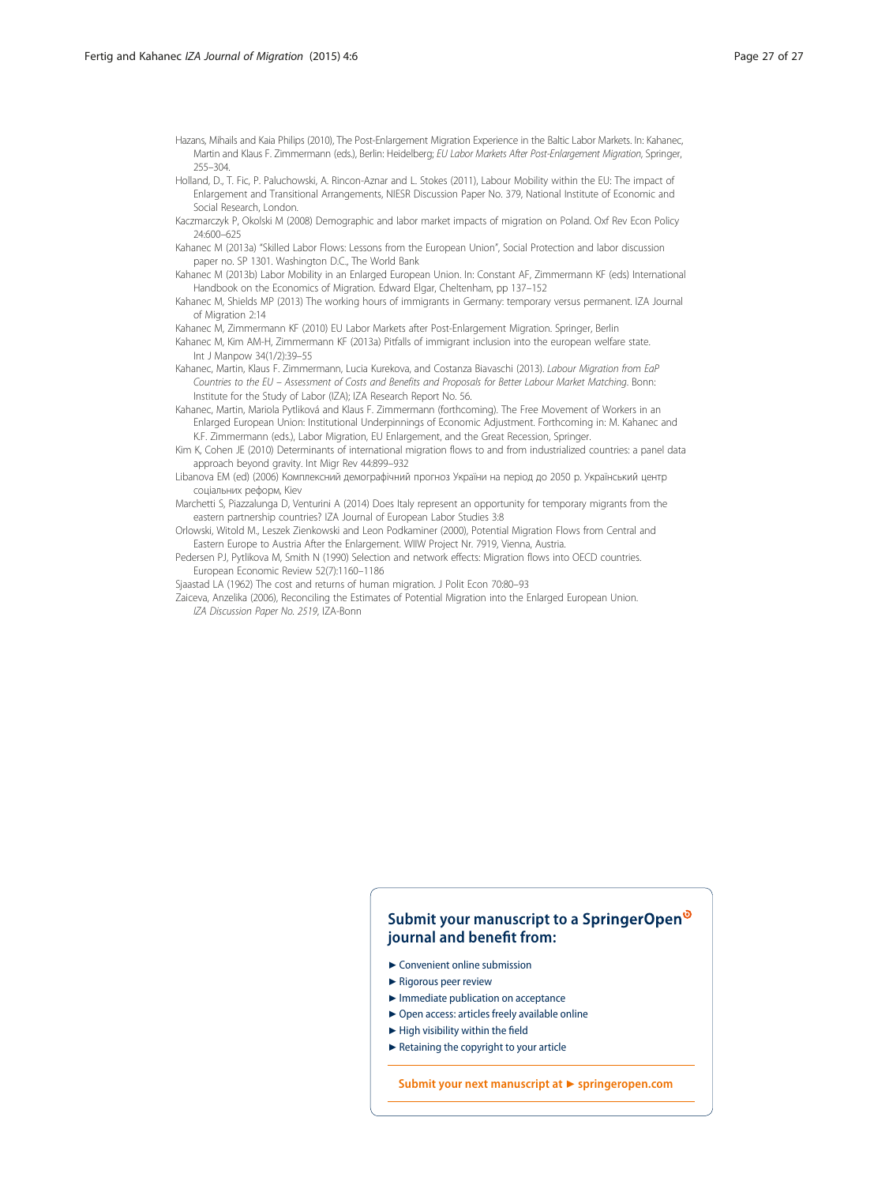Hazans, Mihails and Kaia Philips (2010), The Post-Enlargement Migration Experience in the Baltic Labor Markets. In: Kahanec, Martin and Klaus F. Zimmermann (eds.), Berlin: Heidelberg; *EU Labor Markets After Post-Enlargement Migration*, Springer, 255–304.

Holland, D., T. Fic, P. Paluchowski, A. Rincon-Aznar and L. Stokes (2011), Labour Mobility within the EU: The impact of Enlargement and Transitional Arrangements, NIESR Discussion Paper No. 379, National Institute of Economic and Social Research, London.

Kaczmarczyk P, Okolski M (2008) Demographic and labor market impacts of migration on Poland. Oxf Rev Econ Policy 24:600–625

Kahanec M (2013a) "Skilled Labor Flows: Lessons from the European Union", Social Protection and labor discussion paper no. SP 1301. Washington D.C., The World Bank

Kahanec M (2013b) Labor Mobility in an Enlarged European Union. In: Constant AF, Zimmermann KF (eds) International Handbook on the Economics of Migration. Edward Elgar, Cheltenham, pp 137–152

Kahanec M, Shields MP (2013) The working hours of immigrants in Germany: temporary versus permanent. IZA Journal of Migration 2:14

Kahanec M, Zimmermann KF (2010) EU Labor Markets after Post-Enlargement Migration. Springer, Berlin

Kahanec M, Kim AM-H, Zimmermann KF (2013a) Pitfalls of immigrant inclusion into the european welfare state. Int J Manpow 34(1/2):39–55

Kahanec, Martin, Klaus F. Zimmermann, Lucia Kurekova, and Costanza Biavaschi (2013). *Labour Migration from EaP Countries to the EU – Assessment of Costs and Benefits and Proposals for Better Labour Market Matching*. Bonn: Institute for the Study of Labor (IZA); IZA Research Report No. 56.

Kahanec, Martin, Mariola Pytliková and Klaus F. Zimmermann (forthcoming). The Free Movement of Workers in an Enlarged European Union: Institutional Underpinnings of Economic Adjustment. Forthcoming in: M. Kahanec and K.F. Zimmermann (eds.), Labor Migration, EU Enlargement, and the Great Recession, Springer.

Kim K, Cohen JE (2010) Determinants of international migration flows to and from industrialized countries: a panel data approach beyond gravity. Int Migr Rev 44:899–932

Libanova EM (ed) (2006) Комплексний демографічний прогноз України на період до 2050 р. Український центр соціальних реформ, Kiev

Marchetti S, Piazzalunga D, Venturini A (2014) Does Italy represent an opportunity for temporary migrants from the eastern partnership countries? IZA Journal of European Labor Studies 3:8

Orlowski, Witold M., Leszek Zienkowski and Leon Podkaminer (2000), Potential Migration Flows from Central and Eastern Europe to Austria After the Enlargement. WIIW Project Nr. 7919, Vienna, Austria.

Pedersen PJ, Pytlikova M, Smith N (1990) Selection and network effects: Migration flows into OECD countries. European Economic Review 52(7):1160–1186

Sjaastad LA (1962) The cost and returns of human migration. J Polit Econ 70:80–93

Zaiceva, Anzelika (2006), Reconciling the Estimates of Potential Migration into the Enlarged European Union. *IZA Discussion Paper No. 2519*, IZA-Bonn

**Submit your manuscript to a SpringerOpen journal and benefit from:**

- ► Convenient online submission
- ► Rigorous peer review
- ► Immediate publication on acceptance
- ► Open access: articles freely available online
- ► High visibility within the field
- ► Retaining the copyright to your article

**Submit your next manuscript at ► springeropen.com**